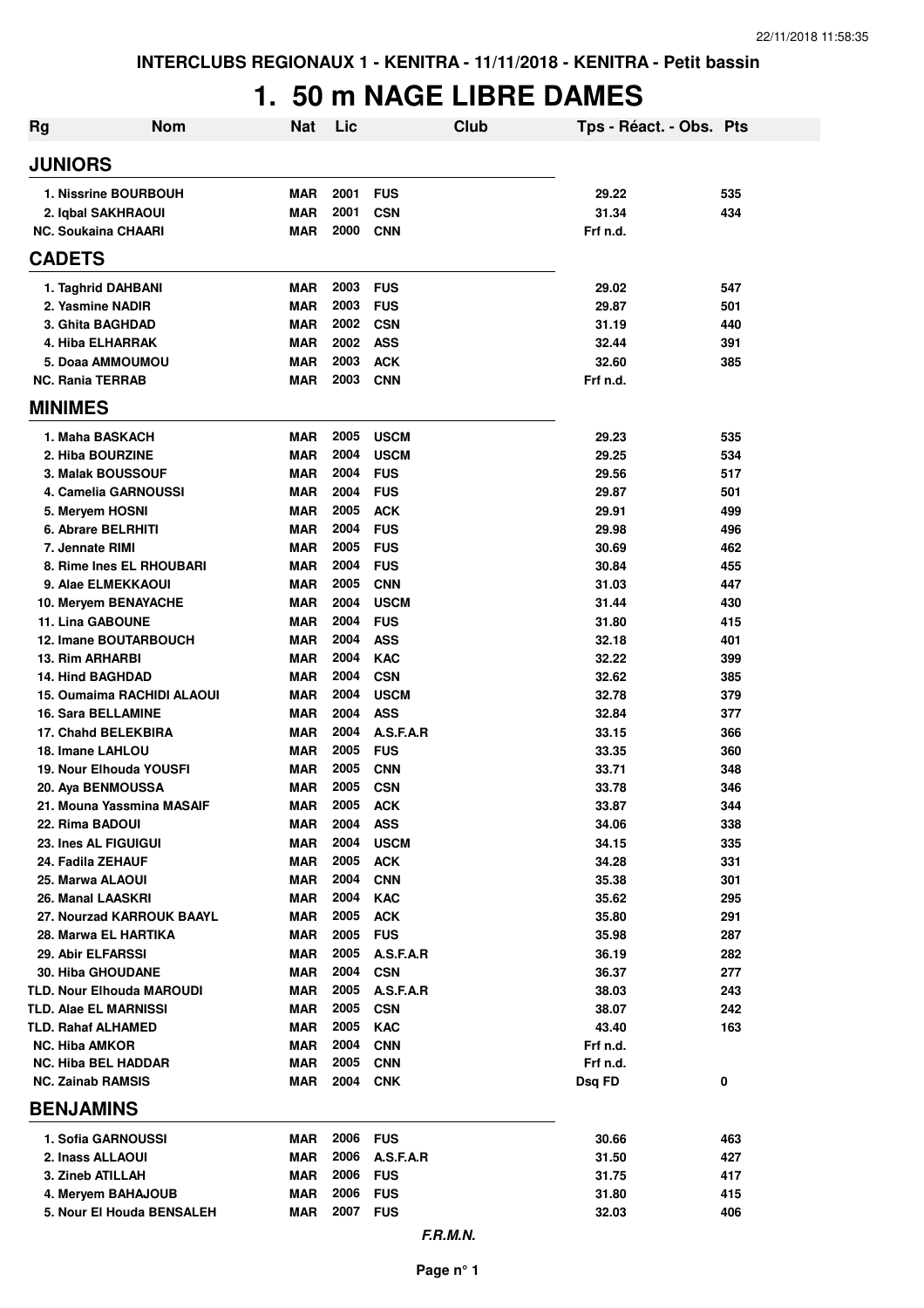**INTERCLUBS REGIONAUX 1 - KENITRA - 11/11/2018 - KENITRA - Petit bassin**

# 1. 50 m NAGE LIBRE DAMES

| Rg | Nom | Nat | Lic | Club | Tps - Réact. - Obs. | Pts |
|---|---|---|---|---|---|---|
| **JUNIORS** | | | | | | |
| 1. | Nissrine BOURBOUH | MAR | 2001 | FUS | 29.22 | 535 |
| 2. | Iqbal SAKHRAOUI | MAR | 2001 | CSN | 31.34 | 434 |
| NC. | Soukaina CHAARI | MAR | 2000 | CNN | Frf n.d. | |
| **CADETS** | | | | | | |
| 1. | Taghrid DAHBANI | MAR | 2003 | FUS | 29.02 | 547 |
| 2. | Yasmine NADIR | MAR | 2003 | FUS | 29.87 | 501 |
| 3. | Ghita BAGHDAD | MAR | 2002 | CSN | 31.19 | 440 |
| 4. | Hiba ELHARRAK | MAR | 2002 | ASS | 32.44 | 391 |
| 5. | Doaa AMMOUMOU | MAR | 2003 | ACK | 32.60 | 385 |
| NC. | Rania TERRAB | MAR | 2003 | CNN | Frf n.d. | |
| **MINIMES** | | | | | | |
| 1. | Maha BASKACH | MAR | 2005 | USCM | 29.23 | 535 |
| 2. | Hiba BOURZINE | MAR | 2004 | USCM | 29.25 | 534 |
| 3. | Malak BOUSSOUF | MAR | 2004 | FUS | 29.56 | 517 |
| 4. | Camelia GARNOUSSI | MAR | 2004 | FUS | 29.87 | 501 |
| 5. | Meryem HOSNI | MAR | 2005 | ACK | 29.91 | 499 |
| 6. | Abrare BELRHITI | MAR | 2004 | FUS | 29.98 | 496 |
| 7. | Jennate RIMI | MAR | 2005 | FUS | 30.69 | 462 |
| 8. | Rime Ines EL RHOUBARI | MAR | 2004 | FUS | 30.84 | 455 |
| 9. | Alae ELMEKKAOUI | MAR | 2005 | CNN | 31.03 | 447 |
| 10. | Meryem BENAYACHE | MAR | 2004 | USCM | 31.44 | 430 |
| 11. | Lina GABOUNE | MAR | 2004 | FUS | 31.80 | 415 |
| 12. | Imane BOUTARBOUCH | MAR | 2004 | ASS | 32.18 | 401 |
| 13. | Rim ARHARBI | MAR | 2004 | KAC | 32.22 | 399 |
| 14. | Hind BAGHDAD | MAR | 2004 | CSN | 32.62 | 385 |
| 15. | Oumaima RACHIDI ALAOUI | MAR | 2004 | USCM | 32.78 | 379 |
| 16. | Sara BELLAMINE | MAR | 2004 | ASS | 32.84 | 377 |
| 17. | Chahd BELEKBIRA | MAR | 2004 | A.S.F.A.R | 33.15 | 366 |
| 18. | Imane LAHLOU | MAR | 2005 | FUS | 33.35 | 360 |
| 19. | Nour Elhouda YOUSFI | MAR | 2005 | CNN | 33.71 | 348 |
| 20. | Aya BENMOUSSA | MAR | 2005 | CSN | 33.78 | 346 |
| 21. | Mouna Yassmina MASAIF | MAR | 2005 | ACK | 33.87 | 344 |
| 22. | Rima BADOUI | MAR | 2004 | ASS | 34.06 | 338 |
| 23. | Ines AL FIGUIGUI | MAR | 2004 | USCM | 34.15 | 335 |
| 24. | Fadila ZEHAUF | MAR | 2005 | ACK | 34.28 | 331 |
| 25. | Marwa ALAOUI | MAR | 2004 | CNN | 35.38 | 301 |
| 26. | Manal LAASKRI | MAR | 2004 | KAC | 35.62 | 295 |
| 27. | Nourzad KARROUK BAAYL | MAR | 2005 | ACK | 35.80 | 291 |
| 28. | Marwa EL HARTIKA | MAR | 2005 | FUS | 35.98 | 287 |
| 29. | Abir ELFARSSI | MAR | 2005 | A.S.F.A.R | 36.19 | 282 |
| 30. | Hiba GHOUDANE | MAR | 2004 | CSN | 36.37 | 277 |
| TLD. | Nour Elhouda MAROUDI | MAR | 2005 | A.S.F.A.R | 38.03 | 243 |
| TLD. | Alae EL MARNISSI | MAR | 2005 | CSN | 38.07 | 242 |
| TLD. | Rahaf ALHAMED | MAR | 2005 | KAC | 43.40 | 163 |
| NC. | Hiba AMKOR | MAR | 2004 | CNN | Frf n.d. | |
| NC. | Hiba BEL HADDAR | MAR | 2005 | CNN | Frf n.d. | |
| NC. | Zainab RAMSIS | MAR | 2004 | CNK | Dsq FD | 0 |
| **BENJAMINS** | | | | | | |
| 1. | Sofia GARNOUSSI | MAR | 2006 | FUS | 30.66 | 463 |
| 2. | Inass ALLAOUI | MAR | 2006 | A.S.F.A.R | 31.50 | 427 |
| 3. | Zineb ATILLAH | MAR | 2006 | FUS | 31.75 | 417 |
| 4. | Meryem BAHAJOUB | MAR | 2006 | FUS | 31.80 | 415 |
| 5. | Nour El Houda BENSALEH | MAR | 2007 | FUS | 32.03 | 406 |

*F.R.M.N.*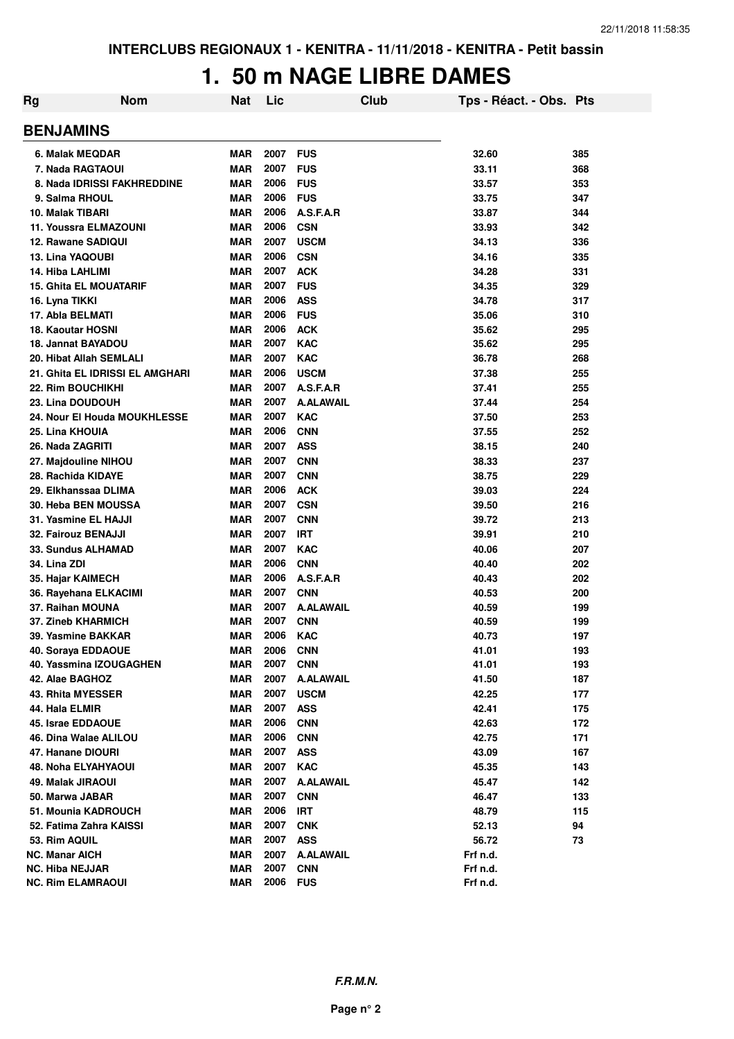**INTERCLUBS REGIONAUX 1 - KENITRA - 11/11/2018 - KENITRA - Petit bassin**

# 1. 50 m NAGE LIBRE DAMES

| Rg | Nom | Nat | Lic | Club | Tps - Réact. - Obs. | Pts |
|---|---|---|---|---|---|---|
| **BENJAMINS** | | | | | | |
| 6. | Malak MEQDAR | MAR | 2007 | FUS | 32.60 | 385 |
| 7. | Nada RAGTAOUI | MAR | 2007 | FUS | 33.11 | 368 |
| 8. | Nada IDRISSI FAKHREDDINE | MAR | 2006 | FUS | 33.57 | 353 |
| 9. | Salma RHOUL | MAR | 2006 | FUS | 33.75 | 347 |
| 10. | Malak TIBARI | MAR | 2006 | A.S.F.A.R | 33.87 | 344 |
| 11. | Youssra ELMAZOUNI | MAR | 2006 | CSN | 33.93 | 342 |
| 12. | Rawane SADIQUI | MAR | 2007 | USCM | 34.13 | 336 |
| 13. | Lina YAQOUBI | MAR | 2006 | CSN | 34.16 | 335 |
| 14. | Hiba LAHLIMI | MAR | 2007 | ACK | 34.28 | 331 |
| 15. | Ghita EL MOUATARIF | MAR | 2007 | FUS | 34.35 | 329 |
| 16. | Lyna TIKKI | MAR | 2006 | ASS | 34.78 | 317 |
| 17. | Abla BELMATI | MAR | 2006 | FUS | 35.06 | 310 |
| 18. | Kaoutar HOSNI | MAR | 2006 | ACK | 35.62 | 295 |
| 18. | Jannat BAYADOU | MAR | 2007 | KAC | 35.62 | 295 |
| 20. | Hibat Allah SEMLALI | MAR | 2007 | KAC | 36.78 | 268 |
| 21. | Ghita EL IDRISSI EL AMGHARI | MAR | 2006 | USCM | 37.38 | 255 |
| 22. | Rim BOUCHIKHI | MAR | 2007 | A.S.F.A.R | 37.41 | 255 |
| 23. | Lina DOUDOUH | MAR | 2007 | A.ALAWAIL | 37.44 | 254 |
| 24. | Nour El Houda MOUKHLESSE | MAR | 2007 | KAC | 37.50 | 253 |
| 25. | Lina KHOUIA | MAR | 2006 | CNN | 37.55 | 252 |
| 26. | Nada ZAGRITI | MAR | 2007 | ASS | 38.15 | 240 |
| 27. | Majdouline NIHOU | MAR | 2007 | CNN | 38.33 | 237 |
| 28. | Rachida KIDAYE | MAR | 2007 | CNN | 38.75 | 229 |
| 29. | Elkhanssaa DLIMA | MAR | 2006 | ACK | 39.03 | 224 |
| 30. | Heba BEN MOUSSA | MAR | 2007 | CSN | 39.50 | 216 |
| 31. | Yasmine EL HAJJI | MAR | 2007 | CNN | 39.72 | 213 |
| 32. | Fairouz BENAJJI | MAR | 2007 | IRT | 39.91 | 210 |
| 33. | Sundus ALHAMAD | MAR | 2007 | KAC | 40.06 | 207 |
| 34. | Lina ZDI | MAR | 2006 | CNN | 40.40 | 202 |
| 35. | Hajar KAIMECH | MAR | 2006 | A.S.F.A.R | 40.43 | 202 |
| 36. | Rayehana ELKACIMI | MAR | 2007 | CNN | 40.53 | 200 |
| 37. | Raihan MOUNA | MAR | 2007 | A.ALAWAIL | 40.59 | 199 |
| 37. | Zineb KHARMICH | MAR | 2007 | CNN | 40.59 | 199 |
| 39. | Yasmine BAKKAR | MAR | 2006 | KAC | 40.73 | 197 |
| 40. | Soraya EDDAOUE | MAR | 2006 | CNN | 41.01 | 193 |
| 40. | Yassmina IZOUGAGHEN | MAR | 2007 | CNN | 41.01 | 193 |
| 42. | Alae BAGHOZ | MAR | 2007 | A.ALAWAIL | 41.50 | 187 |
| 43. | Rhita MYESSER | MAR | 2007 | USCM | 42.25 | 177 |
| 44. | Hala ELMIR | MAR | 2007 | ASS | 42.41 | 175 |
| 45. | Israe EDDAOUE | MAR | 2006 | CNN | 42.63 | 172 |
| 46. | Dina Walae ALILOU | MAR | 2006 | CNN | 42.75 | 171 |
| 47. | Hanane DIOURI | MAR | 2007 | ASS | 43.09 | 167 |
| 48. | Noha ELYAHYAOUI | MAR | 2007 | KAC | 45.35 | 143 |
| 49. | Malak JIRAOUI | MAR | 2007 | A.ALAWAIL | 45.47 | 142 |
| 50. | Marwa JABAR | MAR | 2007 | CNN | 46.47 | 133 |
| 51. | Mounia KADROUCH | MAR | 2006 | IRT | 48.79 | 115 |
| 52. | Fatima Zahra KAISSI | MAR | 2007 | CNK | 52.13 | 94 |
| 53. | Rim AQUIL | MAR | 2007 | ASS | 56.72 | 73 |
| NC. | Manar AICH | MAR | 2007 | A.ALAWAIL | Frf n.d. | |
| NC. | Hiba NEJJAR | MAR | 2007 | CNN | Frf n.d. | |
| NC. | Rim ELAMRAOUI | MAR | 2006 | FUS | Frf n.d. | |

***F.R.M.N.***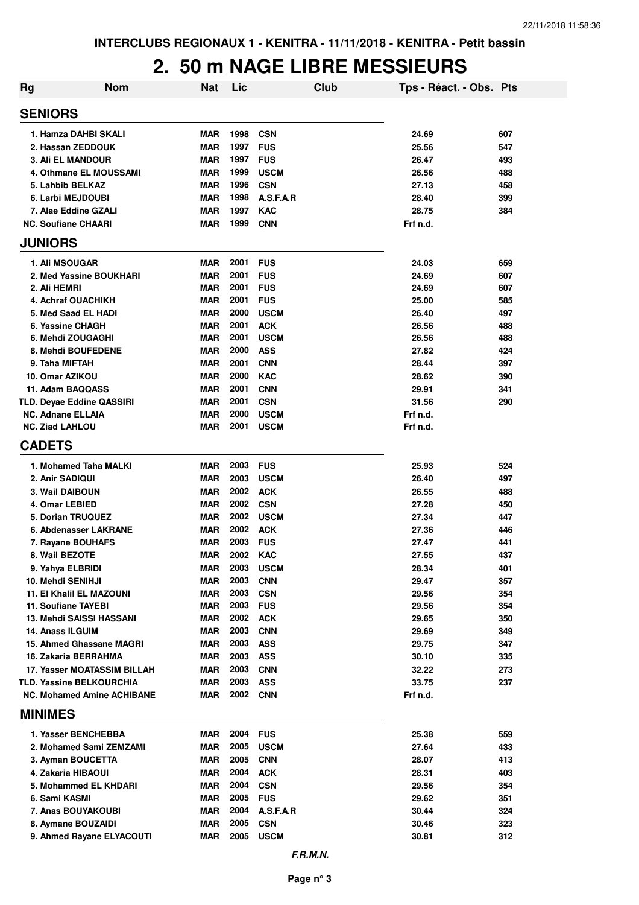INTERCLUBS REGIONAUX 1 - KENITRA - 11/11/2018 - KENITRA - Petit bassin

# 2. 50 m NAGE LIBRE MESSIEURS

| Rg | Nom | Nat | Lic | Club | Tps - Réact. - Obs. | Pts |
|---|---|---|---|---|---|---|
| **SENIORS** | | | | | | |
| 1. | Hamza DAHBI SKALI | MAR | 1998 | CSN | 24.69 | 607 |
| 2. | Hassan ZEDDOUK | MAR | 1997 | FUS | 25.56 | 547 |
| 3. | Ali EL MANDOUR | MAR | 1997 | FUS | 26.47 | 493 |
| 4. | Othmane EL MOUSSAMI | MAR | 1999 | USCM | 26.56 | 488 |
| 5. | Lahbib BELKAZ | MAR | 1996 | CSN | 27.13 | 458 |
| 6. | Larbi MEJDOUBI | MAR | 1998 | A.S.F.A.R | 28.40 | 399 |
| 7. | Alae Eddine GZALI | MAR | 1997 | KAC | 28.75 | 384 |
| NC. | Soufiane CHAARI | MAR | 1999 | CNN | Frf n.d. | |
| **JUNIORS** | | | | | | |
| 1. | Ali MSOUGAR | MAR | 2001 | FUS | 24.03 | 659 |
| 2. | Med Yassine BOUKHARI | MAR | 2001 | FUS | 24.69 | 607 |
| 2. | Ali HEMRI | MAR | 2001 | FUS | 24.69 | 607 |
| 4. | Achraf OUACHIKH | MAR | 2001 | FUS | 25.00 | 585 |
| 5. | Med Saad EL HADI | MAR | 2000 | USCM | 26.40 | 497 |
| 6. | Yassine CHAGH | MAR | 2001 | ACK | 26.56 | 488 |
| 6. | Mehdi ZOUGAGHI | MAR | 2001 | USCM | 26.56 | 488 |
| 8. | Mehdi BOUFEDENE | MAR | 2000 | ASS | 27.82 | 424 |
| 9. | Taha MIFTAH | MAR | 2001 | CNN | 28.44 | 397 |
| 10. | Omar AZIKOU | MAR | 2000 | KAC | 28.62 | 390 |
| 11. | Adam BAQQASS | MAR | 2001 | CNN | 29.91 | 341 |
| TLD. | Deyae Eddine QASSIRI | MAR | 2001 | CSN | 31.56 | 290 |
| NC. | Adnane ELLAIA | MAR | 2000 | USCM | Frf n.d. | |
| NC. | Ziad LAHLOU | MAR | 2001 | USCM | Frf n.d. | |
| **CADETS** | | | | | | |
| 1. | Mohamed Taha MALKI | MAR | 2003 | FUS | 25.93 | 524 |
| 2. | Anir SADIQUI | MAR | 2003 | USCM | 26.40 | 497 |
| 3. | Wail DAIBOUN | MAR | 2002 | ACK | 26.55 | 488 |
| 4. | Omar LEBIED | MAR | 2002 | CSN | 27.28 | 450 |
| 5. | Dorian TRUQUEZ | MAR | 2002 | USCM | 27.34 | 447 |
| 6. | Abdenasser LAKRANE | MAR | 2002 | ACK | 27.36 | 446 |
| 7. | Rayane BOUHAFS | MAR | 2003 | FUS | 27.47 | 441 |
| 8. | Wail BEZOTE | MAR | 2002 | KAC | 27.55 | 437 |
| 9. | Yahya ELBRIDI | MAR | 2003 | USCM | 28.34 | 401 |
| 10. | Mehdi SENIHJI | MAR | 2003 | CNN | 29.47 | 357 |
| 11. | El Khalil EL MAZOUNI | MAR | 2003 | CSN | 29.56 | 354 |
| 11. | Soufiane TAYEBI | MAR | 2003 | FUS | 29.56 | 354 |
| 13. | Mehdi SAISSI HASSANI | MAR | 2002 | ACK | 29.65 | 350 |
| 14. | Anass ILGUIM | MAR | 2003 | CNN | 29.69 | 349 |
| 15. | Ahmed Ghassane MAGRI | MAR | 2003 | ASS | 29.75 | 347 |
| 16. | Zakaria BERRAHMA | MAR | 2003 | ASS | 30.10 | 335 |
| 17. | Yasser MOATASSIM BILLAH | MAR | 2003 | CNN | 32.22 | 273 |
| TLD. | Yassine BELKOURCHIA | MAR | 2003 | ASS | 33.75 | 237 |
| NC. | Mohamed Amine ACHIBANE | MAR | 2002 | CNN | Frf n.d. | |
| **MINIMES** | | | | | | |
| 1. | Yasser BENCHEBBA | MAR | 2004 | FUS | 25.38 | 559 |
| 2. | Mohamed Sami ZEMZAMI | MAR | 2005 | USCM | 27.64 | 433 |
| 3. | Ayman BOUCETTA | MAR | 2005 | CNN | 28.07 | 413 |
| 4. | Zakaria HIBAOUI | MAR | 2004 | ACK | 28.31 | 403 |
| 5. | Mohammed EL KHDARI | MAR | 2004 | CSN | 29.56 | 354 |
| 6. | Sami KASMI | MAR | 2005 | FUS | 29.62 | 351 |
| 7. | Anas BOUYAKOUBI | MAR | 2004 | A.S.F.A.R | 30.44 | 324 |
| 8. | Aymane BOUZAIDI | MAR | 2005 | CSN | 30.46 | 323 |
| 9. | Ahmed Rayane ELYACOUTI | MAR | 2005 | USCM | 30.81 | 312 |

*F.R.M.N.*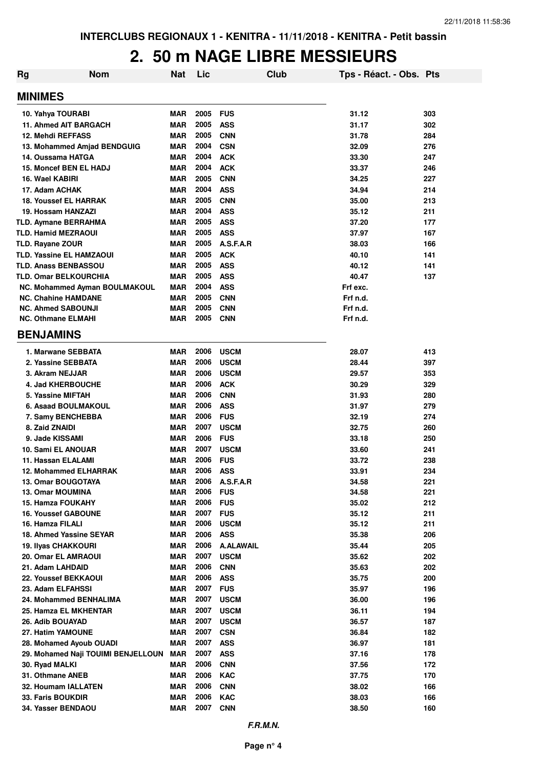INTERCLUBS REGIONAUX 1 - KENITRA - 11/11/2018 - KENITRA - Petit bassin

# 2. 50 m NAGE LIBRE MESSIEURS

| Rg | Nom | Nat | Lic | Club | Tps - Réact. - Obs. | Pts |
|---|---|---|---|---|---|---|
| **MINIMES** | | | | | | |
| 10. | Yahya TOURABI | MAR | 2005 | FUS | 31.12 | 303 |
| 11. | Ahmed AIT BARGACH | MAR | 2005 | ASS | 31.17 | 302 |
| 12. | Mehdi REFFASS | MAR | 2005 | CNN | 31.78 | 284 |
| 13. | Mohammed Amjad BENDGUIG | MAR | 2004 | CSN | 32.09 | 276 |
| 14. | Oussama HATGA | MAR | 2004 | ACK | 33.30 | 247 |
| 15. | Moncef BEN EL HADJ | MAR | 2004 | ACK | 33.37 | 246 |
| 16. | Wael KABIRI | MAR | 2005 | CNN | 34.25 | 227 |
| 17. | Adam ACHAK | MAR | 2004 | ASS | 34.94 | 214 |
| 18. | Youssef EL HARRAK | MAR | 2005 | CNN | 35.00 | 213 |
| 19. | Hossam HANZAZI | MAR | 2004 | ASS | 35.12 | 211 |
| TLD. | Aymane BERRAHMA | MAR | 2005 | ASS | 37.20 | 177 |
| TLD. | Hamid MEZRAOUI | MAR | 2005 | ASS | 37.97 | 167 |
| TLD. | Rayane ZOUR | MAR | 2005 | A.S.F.A.R | 38.03 | 166 |
| TLD. | Yassine EL HAMZAOUI | MAR | 2005 | ACK | 40.10 | 141 |
| TLD. | Anass BENBASSOU | MAR | 2005 | ASS | 40.12 | 141 |
| TLD. | Omar BELKOURCHIA | MAR | 2005 | ASS | 40.47 | 137 |
| NC. | Mohammed Ayman BOULMAKOUL | MAR | 2004 | ASS | Frf exc. | |
| NC. | Chahine HAMDANE | MAR | 2005 | CNN | Frf n.d. | |
| NC. | Ahmed SABOUNJI | MAR | 2005 | CNN | Frf n.d. | |
| NC. | Othmane ELMAHI | MAR | 2005 | CNN | Frf n.d. | |
| **BENJAMINS** | | | | | | |
| 1. | Marwane SEBBATA | MAR | 2006 | USCM | 28.07 | 413 |
| 2. | Yassine SEBBATA | MAR | 2006 | USCM | 28.44 | 397 |
| 3. | Akram NEJJAR | MAR | 2006 | USCM | 29.57 | 353 |
| 4. | Jad KHERBOUCHE | MAR | 2006 | ACK | 30.29 | 329 |
| 5. | Yassine MIFTAH | MAR | 2006 | CNN | 31.93 | 280 |
| 6. | Asaad BOULMAKOUL | MAR | 2006 | ASS | 31.97 | 279 |
| 7. | Samy BENCHEBBA | MAR | 2006 | FUS | 32.19 | 274 |
| 8. | Zaid ZNAIDI | MAR | 2007 | USCM | 32.75 | 260 |
| 9. | Jade KISSAMI | MAR | 2006 | FUS | 33.18 | 250 |
| 10. | Sami EL ANOUAR | MAR | 2007 | USCM | 33.60 | 241 |
| 11. | Hassan ELALAMI | MAR | 2006 | FUS | 33.72 | 238 |
| 12. | Mohammed ELHARRAK | MAR | 2006 | ASS | 33.91 | 234 |
| 13. | Omar BOUGOTAYA | MAR | 2006 | A.S.F.A.R | 34.58 | 221 |
| 13. | Omar MOUMINA | MAR | 2006 | FUS | 34.58 | 221 |
| 15. | Hamza FOUKAHY | MAR | 2006 | FUS | 35.02 | 212 |
| 16. | Youssef GABOUNE | MAR | 2007 | FUS | 35.12 | 211 |
| 16. | Hamza FILALI | MAR | 2006 | USCM | 35.12 | 211 |
| 18. | Ahmed Yassine SEYAR | MAR | 2006 | ASS | 35.38 | 206 |
| 19. | Ilyas CHAKKOURI | MAR | 2006 | A.ALAWAIL | 35.44 | 205 |
| 20. | Omar EL AMRAOUI | MAR | 2007 | USCM | 35.62 | 202 |
| 21. | Adam LAHDAID | MAR | 2006 | CNN | 35.63 | 202 |
| 22. | Youssef BEKKAOUI | MAR | 2006 | ASS | 35.75 | 200 |
| 23. | Adam ELFAHSSI | MAR | 2007 | FUS | 35.97 | 196 |
| 24. | Mohammed BENHALIMA | MAR | 2007 | USCM | 36.00 | 196 |
| 25. | Hamza EL MKHENTAR | MAR | 2007 | USCM | 36.11 | 194 |
| 26. | Adib BOUAYAD | MAR | 2007 | USCM | 36.57 | 187 |
| 27. | Hatim YAMOUNE | MAR | 2007 | CSN | 36.84 | 182 |
| 28. | Mohamed Ayoub OUADI | MAR | 2007 | ASS | 36.97 | 181 |
| 29. | Mohamed Naji TOUIMI BENJELLOUN | MAR | 2007 | ASS | 37.16 | 178 |
| 30. | Ryad MALKI | MAR | 2006 | CNN | 37.56 | 172 |
| 31. | Othmane ANEB | MAR | 2006 | KAC | 37.75 | 170 |
| 32. | Houmam IALLATEN | MAR | 2006 | CNN | 38.02 | 166 |
| 33. | Faris BOUKDIR | MAR | 2006 | KAC | 38.03 | 166 |
| 34. | Yasser BENDAOU | MAR | 2007 | CNN | 38.50 | 160 |

*F.R.M.N.*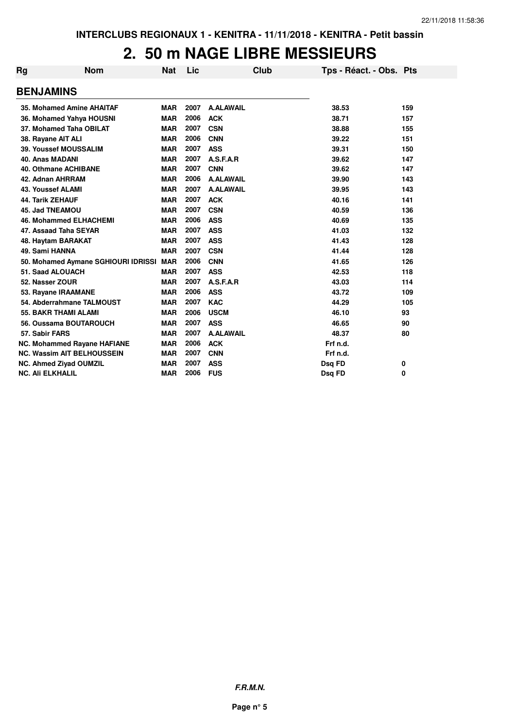# 2. 50 m NAGE LIBRE MESSIEURS

| Rg | Nom | Nat | Lic | Club | Tps - Réact. - Obs. | Pts |
|---|---|---|---|---|---|---|
| **BENJAMINS** | | | | | | |
| 35. | Mohamed Amine AHAITAF | MAR | 2007 | A.ALAWAIL | 38.53 | 159 |
| 36. | Mohamed Yahya HOUSNI | MAR | 2006 | ACK | 38.71 | 157 |
| 37. | Mohamed Taha OBILAT | MAR | 2007 | CSN | 38.88 | 155 |
| 38. | Rayane AIT ALI | MAR | 2006 | CNN | 39.22 | 151 |
| 39. | Youssef MOUSSALIM | MAR | 2007 | ASS | 39.31 | 150 |
| 40. | Anas MADANI | MAR | 2007 | A.S.F.A.R | 39.62 | 147 |
| 40. | Othmane ACHIBANE | MAR | 2007 | CNN | 39.62 | 147 |
| 42. | Adnan AHRRAM | MAR | 2006 | A.ALAWAIL | 39.90 | 143 |
| 43. | Youssef ALAMI | MAR | 2007 | A.ALAWAIL | 39.95 | 143 |
| 44. | Tarik ZEHAUF | MAR | 2007 | ACK | 40.16 | 141 |
| 45. | Jad TNEAMOU | MAR | 2007 | CSN | 40.59 | 136 |
| 46. | Mohammed ELHACHEMI | MAR | 2006 | ASS | 40.69 | 135 |
| 47. | Assaad Taha SEYAR | MAR | 2007 | ASS | 41.03 | 132 |
| 48. | Haytam BARAKAT | MAR | 2007 | ASS | 41.43 | 128 |
| 49. | Sami HANNA | MAR | 2007 | CSN | 41.44 | 128 |
| 50. | Mohamed Aymane SGHIOURI IDRISSI | MAR | 2006 | CNN | 41.65 | 126 |
| 51. | Saad ALOUACH | MAR | 2007 | ASS | 42.53 | 118 |
| 52. | Nasser ZOUR | MAR | 2007 | A.S.F.A.R | 43.03 | 114 |
| 53. | Rayane IRAAMANE | MAR | 2006 | ASS | 43.72 | 109 |
| 54. | Abderrahmane TALMOUST | MAR | 2007 | KAC | 44.29 | 105 |
| 55. | BAKR THAMI ALAMI | MAR | 2006 | USCM | 46.10 | 93 |
| 56. | Oussama BOUTAROUCH | MAR | 2007 | ASS | 46.65 | 90 |
| 57. | Sabir FARS | MAR | 2007 | A.ALAWAIL | 48.37 | 80 |
| NC. | Mohammed Rayane HAFIANE | MAR | 2006 | ACK | Frf n.d. | |
| NC. | Wassim AIT BELHOUSSEIN | MAR | 2007 | CNN | Frf n.d. | |
| NC. | Ahmed Ziyad OUMZIL | MAR | 2007 | ASS | Dsq FD | 0 |
| NC. | Ali ELKHALIL | MAR | 2006 | FUS | Dsq FD | 0 |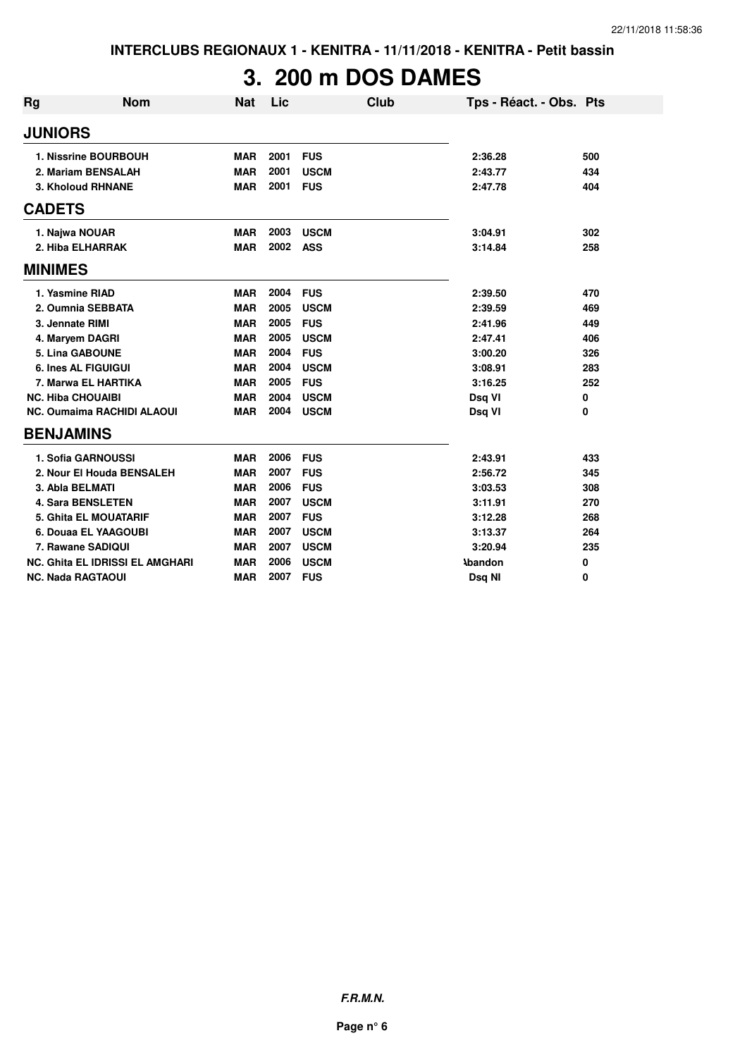INTERCLUBS REGIONAUX 1 - KENITRA - 11/11/2018 - KENITRA - Petit bassin

# 3. 200 m DOS DAMES

| Rg | Nom | Nat | Lic | Club | Tps - Réact. - Obs. | Pts |
|---|---|---|---|---|---|---|
| **JUNIORS** | | | | | | |
| 1. Nissrine BOURBOUH | | MAR | 2001 | FUS | 2:36.28 | 500 |
| 2. Mariam BENSALAH | | MAR | 2001 | USCM | 2:43.77 | 434 |
| 3. Kholoud RHNANE | | MAR | 2001 | FUS | 2:47.78 | 404 |
| **CADETS** | | | | | | |
| 1. Najwa NOUAR | | MAR | 2003 | USCM | 3:04.91 | 302 |
| 2. Hiba ELHARRAK | | MAR | 2002 | ASS | 3:14.84 | 258 |
| **MINIMES** | | | | | | |
| 1. Yasmine RIAD | | MAR | 2004 | FUS | 2:39.50 | 470 |
| 2. Oumnia SEBBATA | | MAR | 2005 | USCM | 2:39.59 | 469 |
| 3. Jennate RIMI | | MAR | 2005 | FUS | 2:41.96 | 449 |
| 4. Maryem DAGRI | | MAR | 2005 | USCM | 2:47.41 | 406 |
| 5. Lina GABOUNE | | MAR | 2004 | FUS | 3:00.20 | 326 |
| 6. Ines AL FIGUIGUI | | MAR | 2004 | USCM | 3:08.91 | 283 |
| 7. Marwa EL HARTIKA | | MAR | 2005 | FUS | 3:16.25 | 252 |
| NC. Hiba CHOUAIBI | | MAR | 2004 | USCM | Dsq VI | 0 |
| NC. Oumaima RACHIDI ALAOUI | | MAR | 2004 | USCM | Dsq VI | 0 |
| **BENJAMINS** | | | | | | |
| 1. Sofia GARNOUSSI | | MAR | 2006 | FUS | 2:43.91 | 433 |
| 2. Nour El Houda BENSALEH | | MAR | 2007 | FUS | 2:56.72 | 345 |
| 3. Abla BELMATI | | MAR | 2006 | FUS | 3:03.53 | 308 |
| 4. Sara BENSLETEN | | MAR | 2007 | USCM | 3:11.91 | 270 |
| 5. Ghita EL MOUATARIF | | MAR | 2007 | FUS | 3:12.28 | 268 |
| 6. Douaa EL YAAGOUBI | | MAR | 2007 | USCM | 3:13.37 | 264 |
| 7. Rawane SADIQUI | | MAR | 2007 | USCM | 3:20.94 | 235 |
| NC. Ghita EL IDRISSI EL AMGHARI | | MAR | 2006 | USCM | Abandon | 0 |
| NC. Nada RAGTAOUI | | MAR | 2007 | FUS | Dsq NI | 0 |

*F.R.M.N.*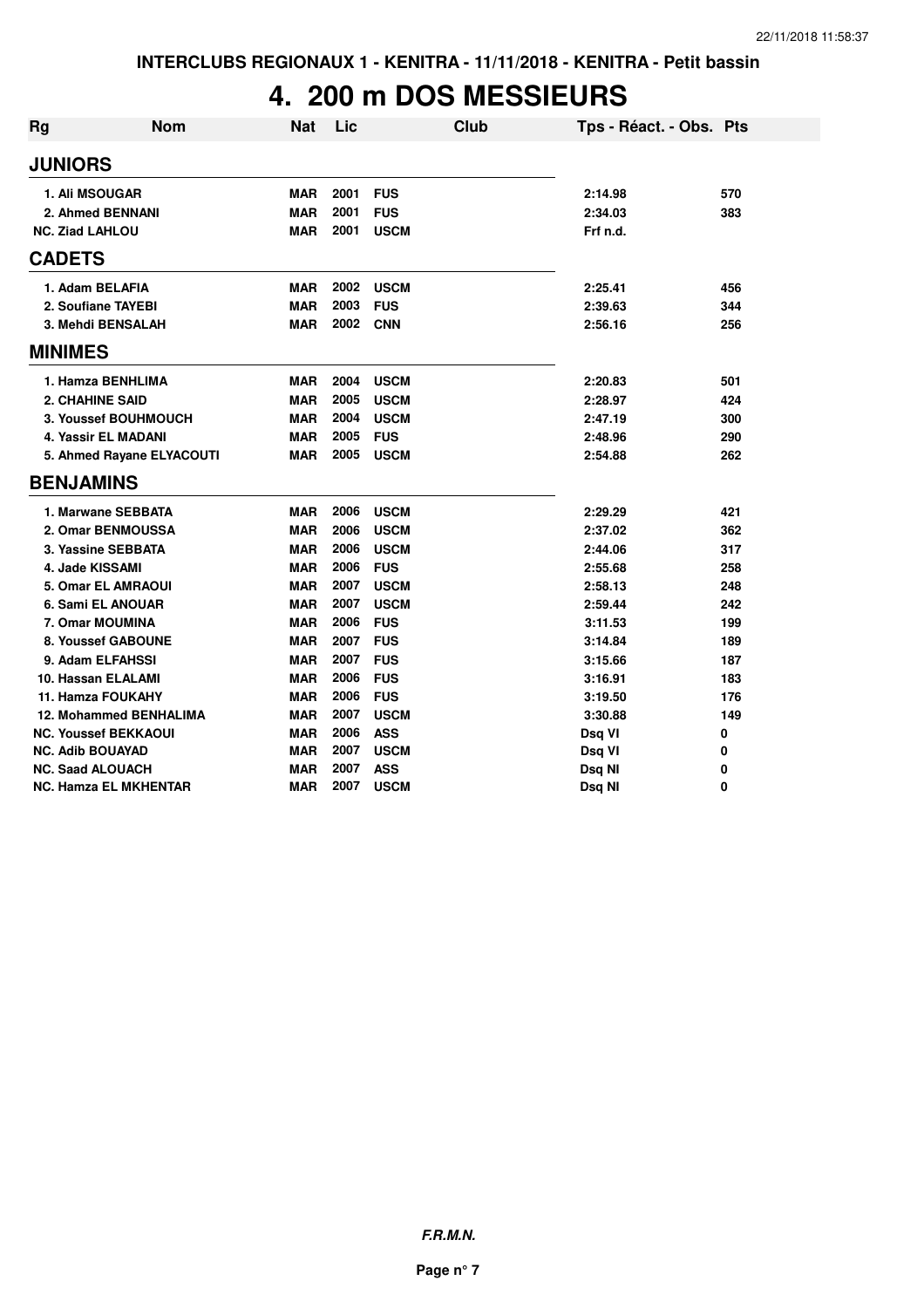# 4. 200 m DOS MESSIEURS

| Rg | Nom | Nat | Lic | Club | Tps - Réact. - Obs. | Pts |
|---|---|---|---|---|---|---|
| **JUNIORS** | | | | | | |
| 1. Ali MSOUGAR | | MAR | 2001 | FUS | 2:14.98 | 570 |
| 2. Ahmed BENNANI | | MAR | 2001 | FUS | 2:34.03 | 383 |
| NC. Ziad LAHLOU | | MAR | 2001 | USCM | Frf n.d. | |
| **CADETS** | | | | | | |
| 1. Adam BELAFIA | | MAR | 2002 | USCM | 2:25.41 | 456 |
| 2. Soufiane TAYEBI | | MAR | 2003 | FUS | 2:39.63 | 344 |
| 3. Mehdi BENSALAH | | MAR | 2002 | CNN | 2:56.16 | 256 |
| **MINIMES** | | | | | | |
| 1. Hamza BENHLIMA | | MAR | 2004 | USCM | 2:20.83 | 501 |
| 2. CHAHINE SAID | | MAR | 2005 | USCM | 2:28.97 | 424 |
| 3. Youssef BOUHMOUCH | | MAR | 2004 | USCM | 2:47.19 | 300 |
| 4. Yassir EL MADANI | | MAR | 2005 | FUS | 2:48.96 | 290 |
| 5. Ahmed Rayane ELYACOUTI | | MAR | 2005 | USCM | 2:54.88 | 262 |
| **BENJAMINS** | | | | | | |
| 1. Marwane SEBBATA | | MAR | 2006 | USCM | 2:29.29 | 421 |
| 2. Omar BENMOUSSA | | MAR | 2006 | USCM | 2:37.02 | 362 |
| 3. Yassine SEBBATA | | MAR | 2006 | USCM | 2:44.06 | 317 |
| 4. Jade KISSAMI | | MAR | 2006 | FUS | 2:55.68 | 258 |
| 5. Omar EL AMRAOUI | | MAR | 2007 | USCM | 2:58.13 | 248 |
| 6. Sami EL ANOUAR | | MAR | 2007 | USCM | 2:59.44 | 242 |
| 7. Omar MOUMINA | | MAR | 2006 | FUS | 3:11.53 | 199 |
| 8. Youssef GABOUNE | | MAR | 2007 | FUS | 3:14.84 | 189 |
| 9. Adam ELFAHSSI | | MAR | 2007 | FUS | 3:15.66 | 187 |
| 10. Hassan ELALAMI | | MAR | 2006 | FUS | 3:16.91 | 183 |
| 11. Hamza FOUKAHY | | MAR | 2006 | FUS | 3:19.50 | 176 |
| 12. Mohammed BENHALIMA | | MAR | 2007 | USCM | 3:30.88 | 149 |
| NC. Youssef BEKKAOUI | | MAR | 2006 | ASS | Dsq VI | 0 |
| NC. Adib BOUAYAD | | MAR | 2007 | USCM | Dsq VI | 0 |
| NC. Saad ALOUACH | | MAR | 2007 | ASS | Dsq NI | 0 |
| NC. Hamza EL MKHENTAR | | MAR | 2007 | USCM | Dsq NI | 0 |

***F.R.M.N.***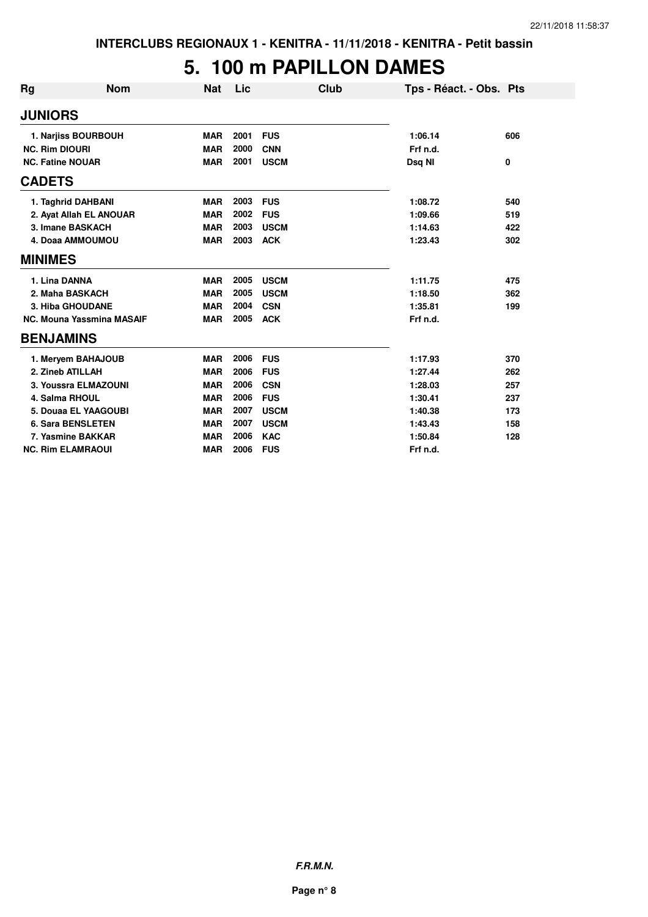INTERCLUBS REGIONAUX 1 - KENITRA - 11/11/2018 - KENITRA - Petit bassin

# 5. 100 m PAPILLON DAMES

| Rg | Nom | Nat | Lic | Club | Tps - Réact. - Obs. | Pts |
|---|---|---|---|---|---|---|
| **JUNIORS** | | | | | | |
| 1. Narjiss BOURBOUH | | MAR | 2001 | FUS | 1:06.14 | 606 |
| NC. Rim DIOURI | | MAR | 2000 | CNN | Frf n.d. | |
| NC. Fatine NOUAR | | MAR | 2001 | USCM | Dsq NI | 0 |
| **CADETS** | | | | | | |
| 1. Taghrid DAHBANI | | MAR | 2003 | FUS | 1:08.72 | 540 |
| 2. Ayat Allah EL ANOUAR | | MAR | 2002 | FUS | 1:09.66 | 519 |
| 3. Imane BASKACH | | MAR | 2003 | USCM | 1:14.63 | 422 |
| 4. Doaa AMMOUMOU | | MAR | 2003 | ACK | 1:23.43 | 302 |
| **MINIMES** | | | | | | |
| 1. Lina DANNA | | MAR | 2005 | USCM | 1:11.75 | 475 |
| 2. Maha BASKACH | | MAR | 2005 | USCM | 1:18.50 | 362 |
| 3. Hiba GHOUDANE | | MAR | 2004 | CSN | 1:35.81 | 199 |
| NC. Mouna Yassmina MASAIF | | MAR | 2005 | ACK | Frf n.d. | |
| **BENJAMINS** | | | | | | |
| 1. Meryem BAHAJOUB | | MAR | 2006 | FUS | 1:17.93 | 370 |
| 2. Zineb ATILLAH | | MAR | 2006 | FUS | 1:27.44 | 262 |
| 3. Youssra ELMAZOUNI | | MAR | 2006 | CSN | 1:28.03 | 257 |
| 4. Salma RHOUL | | MAR | 2006 | FUS | 1:30.41 | 237 |
| 5. Douaa EL YAAGOUBI | | MAR | 2007 | USCM | 1:40.38 | 173 |
| 6. Sara BENSLETEN | | MAR | 2007 | USCM | 1:43.43 | 158 |
| 7. Yasmine BAKKAR | | MAR | 2006 | KAC | 1:50.84 | 128 |
| NC. Rim ELAMRAOUI | | MAR | 2006 | FUS | Frf n.d. | |

*F.R.M.N.*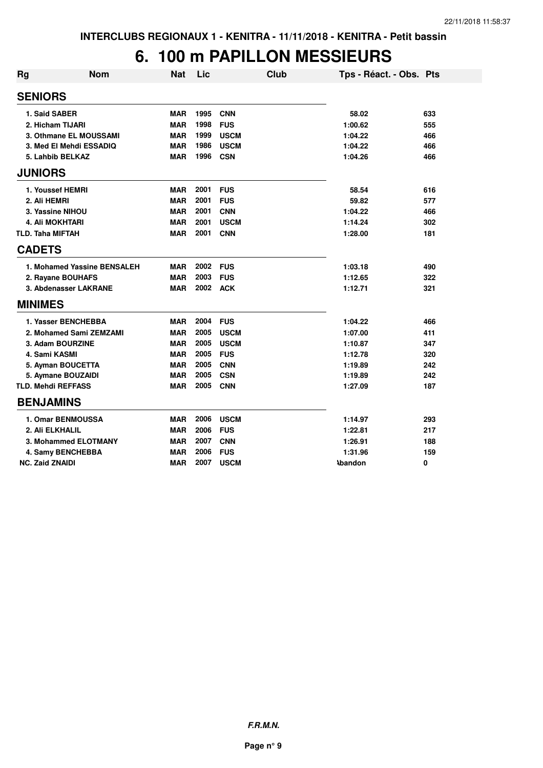INTERCLUBS REGIONAUX 1 - KENITRA - 11/11/2018 - KENITRA - Petit bassin

# 6. 100 m PAPILLON MESSIEURS

| Rg | Nom | Nat | Lic | Club | Tps - Réact. - Obs. | Pts |
|---|---|---|---|---|---|---|
| **SENIORS** | | | | | | |
| 1. | Said SABER | MAR | 1995 | CNN | 58.02 | 633 |
| 2. | Hicham TIJARI | MAR | 1998 | FUS | 1:00.62 | 555 |
| 3. | Othmane EL MOUSSAMI | MAR | 1999 | USCM | 1:04.22 | 466 |
| 3. | Med El Mehdi ESSADIQ | MAR | 1986 | USCM | 1:04.22 | 466 |
| 5. | Lahbib BELKAZ | MAR | 1996 | CSN | 1:04.26 | 466 |
| **JUNIORS** | | | | | | |
| 1. | Youssef HEMRI | MAR | 2001 | FUS | 58.54 | 616 |
| 2. | Ali HEMRI | MAR | 2001 | FUS | 59.82 | 577 |
| 3. | Yassine NIHOU | MAR | 2001 | CNN | 1:04.22 | 466 |
| 4. | Ali MOKHTARI | MAR | 2001 | USCM | 1:14.24 | 302 |
| TLD. | Taha MIFTAH | MAR | 2001 | CNN | 1:28.00 | 181 |
| **CADETS** | | | | | | |
| 1. | Mohamed Yassine BENSALEH | MAR | 2002 | FUS | 1:03.18 | 490 |
| 2. | Rayane BOUHAFS | MAR | 2003 | FUS | 1:12.65 | 322 |
| 3. | Abdenasser LAKRANE | MAR | 2002 | ACK | 1:12.71 | 321 |
| **MINIMES** | | | | | | |
| 1. | Yasser BENCHEBBA | MAR | 2004 | FUS | 1:04.22 | 466 |
| 2. | Mohamed Sami ZEMZAMI | MAR | 2005 | USCM | 1:07.00 | 411 |
| 3. | Adam BOURZINE | MAR | 2005 | USCM | 1:10.87 | 347 |
| 4. | Sami KASMI | MAR | 2005 | FUS | 1:12.78 | 320 |
| 5. | Ayman BOUCETTA | MAR | 2005 | CNN | 1:19.89 | 242 |
| 5. | Aymane BOUZAIDI | MAR | 2005 | CSN | 1:19.89 | 242 |
| TLD. | Mehdi REFFASS | MAR | 2005 | CNN | 1:27.09 | 187 |
| **BENJAMINS** | | | | | | |
| 1. | Omar BENMOUSSA | MAR | 2006 | USCM | 1:14.97 | 293 |
| 2. | Ali ELKHALIL | MAR | 2006 | FUS | 1:22.81 | 217 |
| 3. | Mohammed ELOTMANY | MAR | 2007 | CNN | 1:26.91 | 188 |
| 4. | Samy BENCHEBBA | MAR | 2006 | FUS | 1:31.96 | 159 |
| NC. | Zaid ZNAIDI | MAR | 2007 | USCM | Abandon | 0 |

*F.R.M.N.*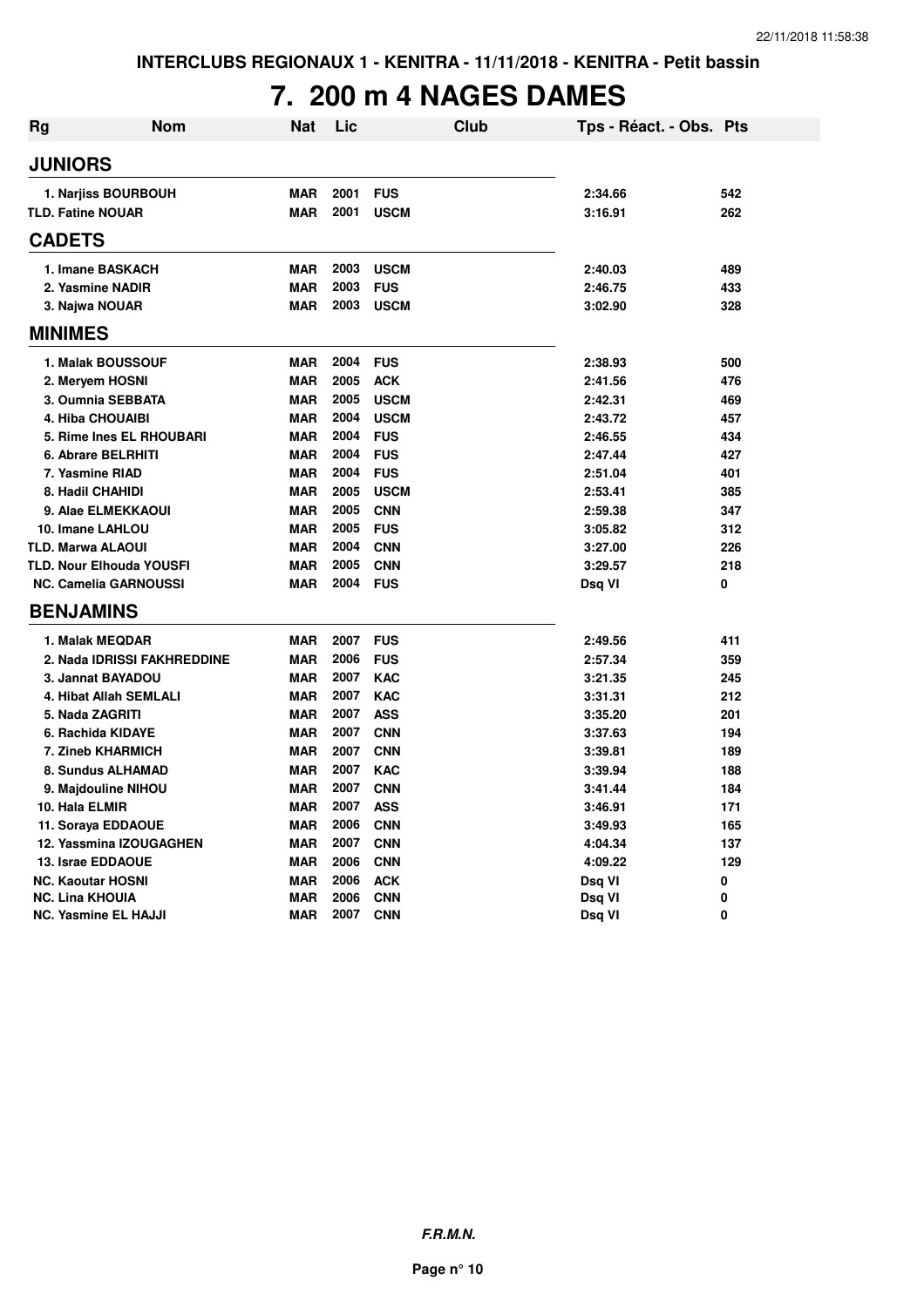INTERCLUBS REGIONAUX 1 - KENITRA - 11/11/2018 - KENITRA - Petit bassin

# 7. 200 m 4 NAGES DAMES

| Rg | Nom | Nat | Lic | Club | Tps - Réact. - Obs. | Pts |
|---|---|---|---|---|---|---|
| **JUNIORS** | | | | | | |
| 1. | Narjiss BOURBOUH | MAR | 2001 | FUS | 2:34.66 | 542 |
| TLD. | Fatine NOUAR | MAR | 2001 | USCM | 3:16.91 | 262 |
| **CADETS** | | | | | | |
| 1. | Imane BASKACH | MAR | 2003 | USCM | 2:40.03 | 489 |
| 2. | Yasmine NADIR | MAR | 2003 | FUS | 2:46.75 | 433 |
| 3. | Najwa NOUAR | MAR | 2003 | USCM | 3:02.90 | 328 |
| **MINIMES** | | | | | | |
| 1. | Malak BOUSSOUF | MAR | 2004 | FUS | 2:38.93 | 500 |
| 2. | Meryem HOSNI | MAR | 2005 | ACK | 2:41.56 | 476 |
| 3. | Oumnia SEBBATA | MAR | 2005 | USCM | 2:42.31 | 469 |
| 4. | Hiba CHOUAIBI | MAR | 2004 | USCM | 2:43.72 | 457 |
| 5. | Rime Ines EL RHOUBARI | MAR | 2004 | FUS | 2:46.55 | 434 |
| 6. | Abrare BELRHITI | MAR | 2004 | FUS | 2:47.44 | 427 |
| 7. | Yasmine RIAD | MAR | 2004 | FUS | 2:51.04 | 401 |
| 8. | Hadil CHAHIDI | MAR | 2005 | USCM | 2:53.41 | 385 |
| 9. | Alae ELMEKKAOUI | MAR | 2005 | CNN | 2:59.38 | 347 |
| 10. | Imane LAHLOU | MAR | 2005 | FUS | 3:05.82 | 312 |
| TLD. | Marwa ALAOUI | MAR | 2004 | CNN | 3:27.00 | 226 |
| TLD. | Nour Elhouda YOUSFI | MAR | 2005 | CNN | 3:29.57 | 218 |
| NC. | Camelia GARNOUSSI | MAR | 2004 | FUS | Dsq VI | 0 |
| **BENJAMINS** | | | | | | |
| 1. | Malak MEQDAR | MAR | 2007 | FUS | 2:49.56 | 411 |
| 2. | Nada IDRISSI FAKHREDDINE | MAR | 2006 | FUS | 2:57.34 | 359 |
| 3. | Jannat BAYADOU | MAR | 2007 | KAC | 3:21.35 | 245 |
| 4. | Hibat Allah SEMLALI | MAR | 2007 | KAC | 3:31.31 | 212 |
| 5. | Nada ZAGRITI | MAR | 2007 | ASS | 3:35.20 | 201 |
| 6. | Rachida KIDAYE | MAR | 2007 | CNN | 3:37.63 | 194 |
| 7. | Zineb KHARMICH | MAR | 2007 | CNN | 3:39.81 | 189 |
| 8. | Sundus ALHAMAD | MAR | 2007 | KAC | 3:39.94 | 188 |
| 9. | Majdouline NIHOU | MAR | 2007 | CNN | 3:41.44 | 184 |
| 10. | Hala ELMIR | MAR | 2007 | ASS | 3:46.91 | 171 |
| 11. | Soraya EDDAOUE | MAR | 2006 | CNN | 3:49.93 | 165 |
| 12. | Yassmina IZOUGAGHEN | MAR | 2007 | CNN | 4:04.34 | 137 |
| 13. | Israe EDDAOUE | MAR | 2006 | CNN | 4:09.22 | 129 |
| NC. | Kaoutar HOSNI | MAR | 2006 | ACK | Dsq VI | 0 |
| NC. | Lina KHOUIA | MAR | 2006 | CNN | Dsq VI | 0 |
| NC. | Yasmine EL HAJJI | MAR | 2007 | CNN | Dsq VI | 0 |

***F.R.M.N.***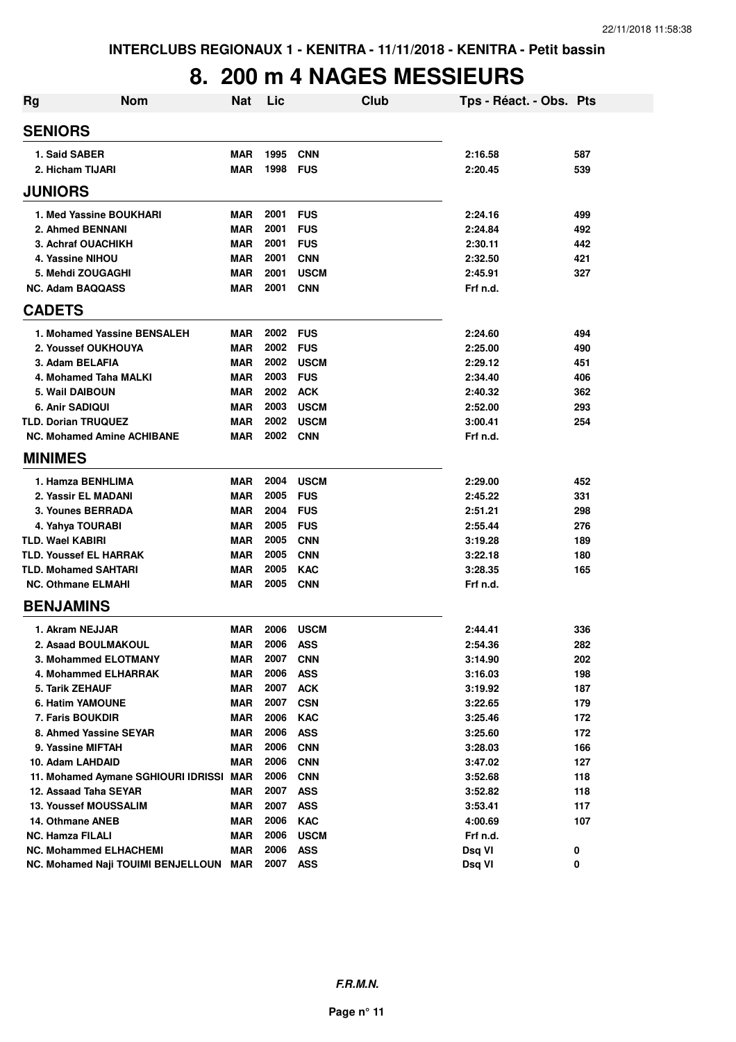INTERCLUBS REGIONAUX 1 - KENITRA - 11/11/2018 - KENITRA - Petit bassin

# 8. 200 m 4 NAGES MESSIEURS

| Rg | Nom | Nat | Lic | Club | Tps - Réact. - Obs. | Pts |
|---|---|---|---|---|---|---|
| **SENIORS** | | | | | | |
| 1. Said SABER | | MAR | 1995 | CNN | 2:16.58 | 587 |
| 2. Hicham TIJARI | | MAR | 1998 | FUS | 2:20.45 | 539 |
| **JUNIORS** | | | | | | |
| 1. Med Yassine BOUKHARI | | MAR | 2001 | FUS | 2:24.16 | 499 |
| 2. Ahmed BENNANI | | MAR | 2001 | FUS | 2:24.84 | 492 |
| 3. Achraf OUACHIKH | | MAR | 2001 | FUS | 2:30.11 | 442 |
| 4. Yassine NIHOU | | MAR | 2001 | CNN | 2:32.50 | 421 |
| 5. Mehdi ZOUGAGHI | | MAR | 2001 | USCM | 2:45.91 | 327 |
| NC. Adam BAQQASS | | MAR | 2001 | CNN | Frf n.d. | |
| **CADETS** | | | | | | |
| 1. Mohamed Yassine BENSALEH | | MAR | 2002 | FUS | 2:24.60 | 494 |
| 2. Youssef OUKHOUYA | | MAR | 2002 | FUS | 2:25.00 | 490 |
| 3. Adam BELAFIA | | MAR | 2002 | USCM | 2:29.12 | 451 |
| 4. Mohamed Taha MALKI | | MAR | 2003 | FUS | 2:34.40 | 406 |
| 5. Wail DAIBOUN | | MAR | 2002 | ACK | 2:40.32 | 362 |
| 6. Anir SADIQUI | | MAR | 2003 | USCM | 2:52.00 | 293 |
| TLD. Dorian TRUQUEZ | | MAR | 2002 | USCM | 3:00.41 | 254 |
| NC. Mohamed Amine ACHIBANE | | MAR | 2002 | CNN | Frf n.d. | |
| **MINIMES** | | | | | | |
| 1. Hamza BENHLIMA | | MAR | 2004 | USCM | 2:29.00 | 452 |
| 2. Yassir EL MADANI | | MAR | 2005 | FUS | 2:45.22 | 331 |
| 3. Younes BERRADA | | MAR | 2004 | FUS | 2:51.21 | 298 |
| 4. Yahya TOURABI | | MAR | 2005 | FUS | 2:55.44 | 276 |
| TLD. Wael KABIRI | | MAR | 2005 | CNN | 3:19.28 | 189 |
| TLD. Youssef EL HARRAK | | MAR | 2005 | CNN | 3:22.18 | 180 |
| TLD. Mohamed SAHTARI | | MAR | 2005 | KAC | 3:28.35 | 165 |
| NC. Othmane ELMAHI | | MAR | 2005 | CNN | Frf n.d. | |
| **BENJAMINS** | | | | | | |
| 1. Akram NEJJAR | | MAR | 2006 | USCM | 2:44.41 | 336 |
| 2. Asaad BOULMAKOUL | | MAR | 2006 | ASS | 2:54.36 | 282 |
| 3. Mohammed ELOTMANY | | MAR | 2007 | CNN | 3:14.90 | 202 |
| 4. Mohammed ELHARRAK | | MAR | 2006 | ASS | 3:16.03 | 198 |
| 5. Tarik ZEHAUF | | MAR | 2007 | ACK | 3:19.92 | 187 |
| 6. Hatim YAMOUNE | | MAR | 2007 | CSN | 3:22.65 | 179 |
| 7. Faris BOUKDIR | | MAR | 2006 | KAC | 3:25.46 | 172 |
| 8. Ahmed Yassine SEYAR | | MAR | 2006 | ASS | 3:25.60 | 172 |
| 9. Yassine MIFTAH | | MAR | 2006 | CNN | 3:28.03 | 166 |
| 10. Adam LAHDAID | | MAR | 2006 | CNN | 3:47.02 | 127 |
| 11. Mohamed Aymane SGHIOURI IDRISSI | | MAR | 2006 | CNN | 3:52.68 | 118 |
| 12. Assaad Taha SEYAR | | MAR | 2007 | ASS | 3:52.82 | 118 |
| 13. Youssef MOUSSALIM | | MAR | 2007 | ASS | 3:53.41 | 117 |
| 14. Othmane ANEB | | MAR | 2006 | KAC | 4:00.69 | 107 |
| NC. Hamza FILALI | | MAR | 2006 | USCM | Frf n.d. | |
| NC. Mohammed ELHACHEMI | | MAR | 2006 | ASS | Dsq VI | 0 |
| NC. Mohamed Naji TOUIMI BENJELLOUN | | MAR | 2007 | ASS | Dsq VI | 0 |

*F.R.M.N.*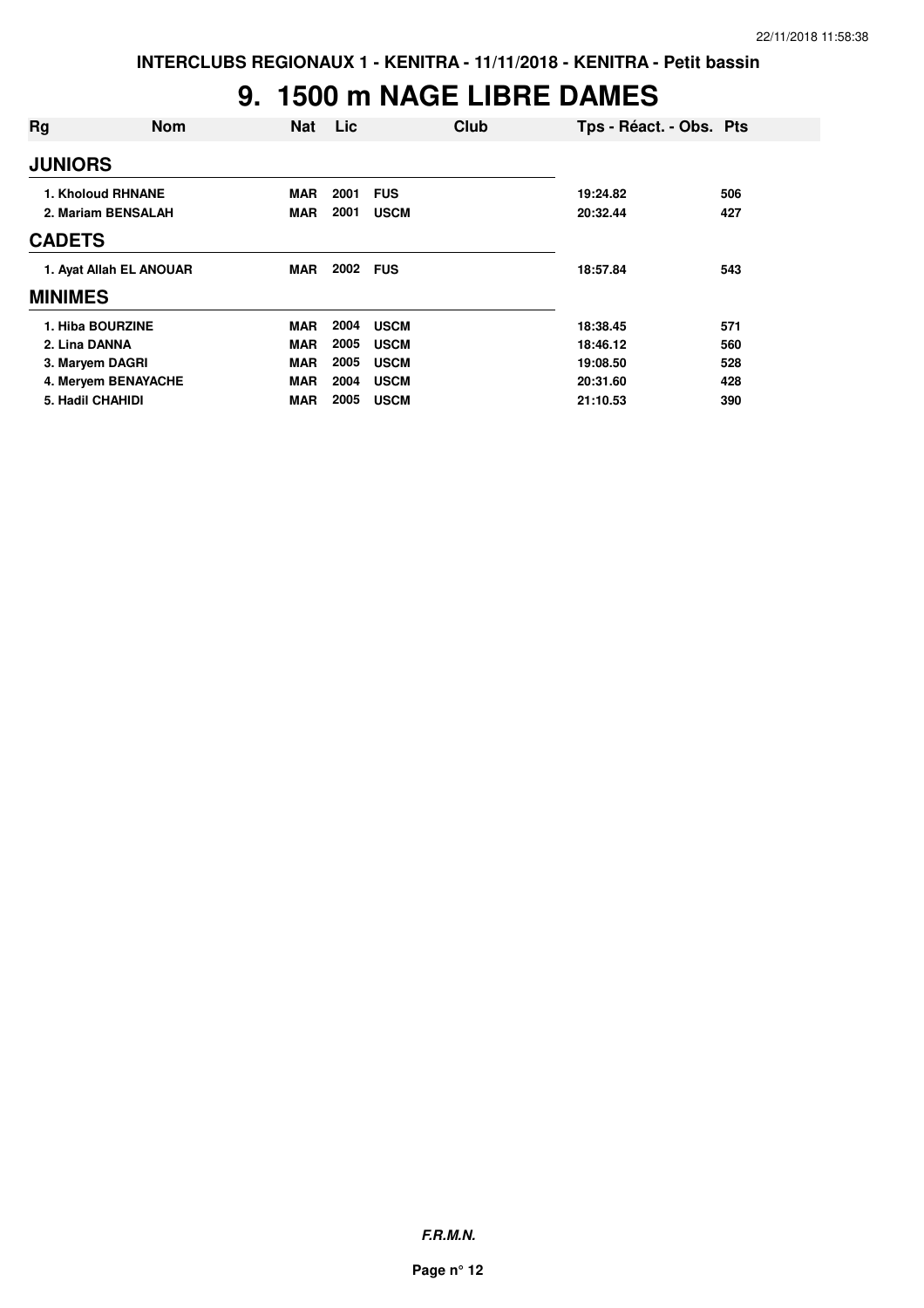# 9. 1500 m NAGE LIBRE DAMES

| Rg | Nom | Nat | Lic | Club | Tps - Réact. - Obs. | Pts |
|---|---|---|---|---|---|---|
| **JUNIORS** | | | | | | |
| 1. Kholoud RHNANE | | MAR | 2001 | FUS | 19:24.82 | 506 |
| 2. Mariam BENSALAH | | MAR | 2001 | USCM | 20:32.44 | 427 |
| **CADETS** | | | | | | |
| 1. Ayat Allah EL ANOUAR | | MAR | 2002 | FUS | 18:57.84 | 543 |
| **MINIMES** | | | | | | |
| 1. Hiba BOURZINE | | MAR | 2004 | USCM | 18:38.45 | 571 |
| 2. Lina DANNA | | MAR | 2005 | USCM | 18:46.12 | 560 |
| 3. Maryem DAGRI | | MAR | 2005 | USCM | 19:08.50 | 528 |
| 4. Meryem BENAYACHE | | MAR | 2004 | USCM | 20:31.60 | 428 |
| 5. Hadil CHAHIDI | | MAR | 2005 | USCM | 21:10.53 | 390 |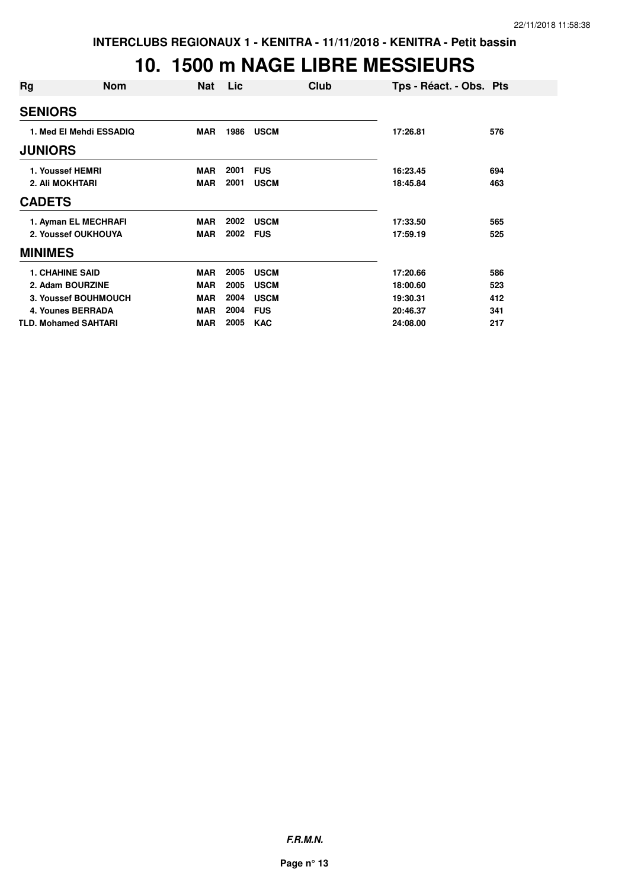INTERCLUBS REGIONAUX 1 - KENITRA - 11/11/2018 - KENITRA - Petit bassin

# 10. 1500 m NAGE LIBRE MESSIEURS

| Rg | Nom | Nat | Lic | Club | Tps - Réact. - Obs. | Pts |
|---|---|---|---|---|---|---|
| **SENIORS** | | | | | | |
| 1. | Med El Mehdi ESSADIQ | MAR | 1986 | USCM | 17:26.81 | 576 |
| **JUNIORS** | | | | | | |
| 1. | Youssef HEMRI | MAR | 2001 | FUS | 16:23.45 | 694 |
| 2. | Ali MOKHTARI | MAR | 2001 | USCM | 18:45.84 | 463 |
| **CADETS** | | | | | | |
| 1. | Ayman EL MECHRAFI | MAR | 2002 | USCM | 17:33.50 | 565 |
| 2. | Youssef OUKHOUYA | MAR | 2002 | FUS | 17:59.19 | 525 |
| **MINIMES** | | | | | | |
| 1. | CHAHINE SAID | MAR | 2005 | USCM | 17:20.66 | 586 |
| 2. | Adam BOURZINE | MAR | 2005 | USCM | 18:00.60 | 523 |
| 3. | Youssef BOUHMOUCH | MAR | 2004 | USCM | 19:30.31 | 412 |
| 4. | Younes BERRADA | MAR | 2004 | FUS | 20:46.37 | 341 |
| TLD. | Mohamed SAHTARI | MAR | 2005 | KAC | 24:08.00 | 217 |

***F.R.M.N.***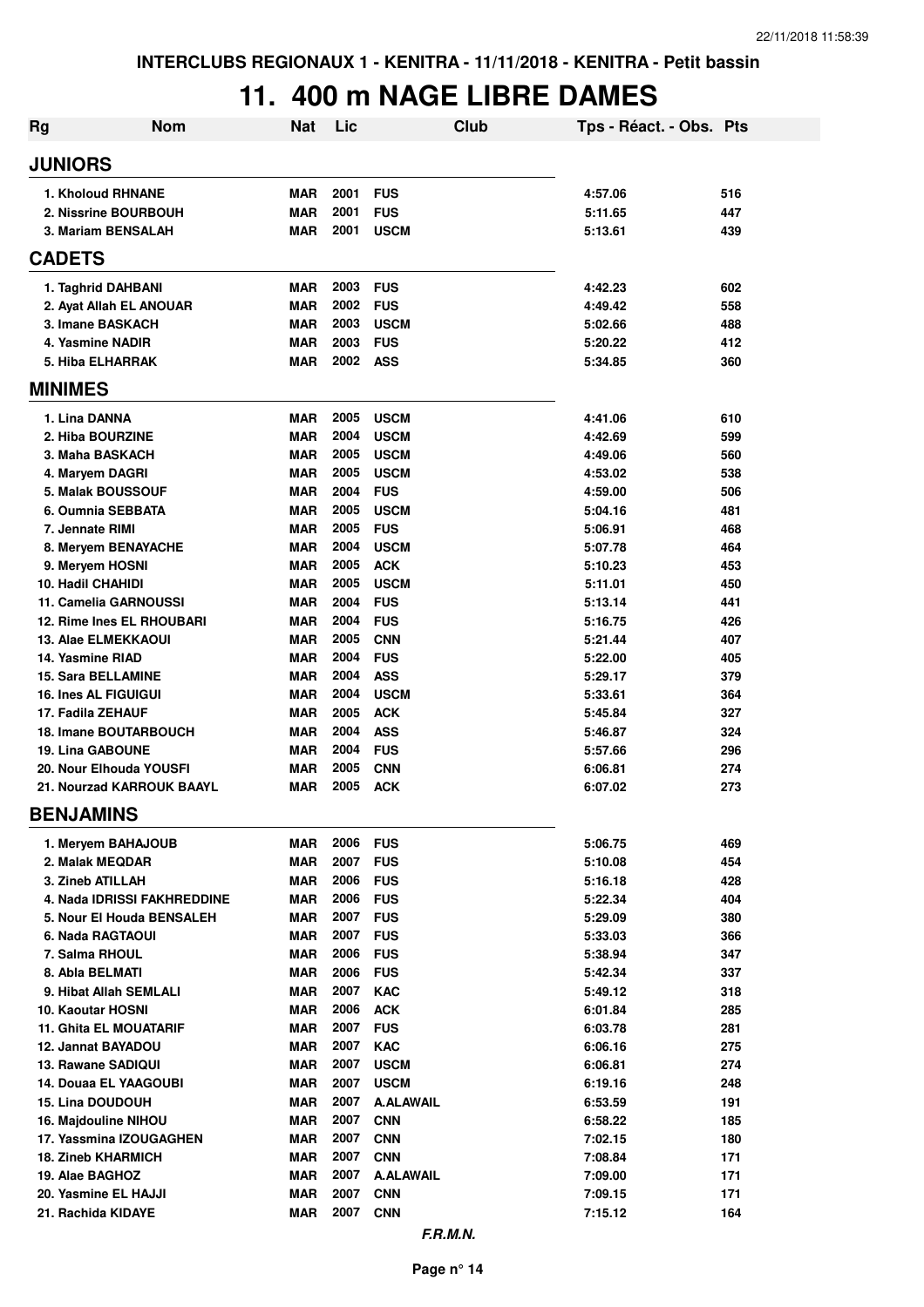INTERCLUBS REGIONAUX 1 - KENITRA - 11/11/2018 - KENITRA - Petit bassin

# 11. 400 m NAGE LIBRE DAMES

| Rg | Nom | Nat | Lic | Club | Tps - Réact. - Obs. | Pts |
|---|---|---|---|---|---|---|
| **JUNIORS** | | | | | | |
| 1. Kholoud RHNANE | | MAR | 2001 | FUS | 4:57.06 | 516 |
| 2. Nissrine BOURBOUH | | MAR | 2001 | FUS | 5:11.65 | 447 |
| 3. Mariam BENSALAH | | MAR | 2001 | USCM | 5:13.61 | 439 |
| **CADETS** | | | | | | |
| 1. Taghrid DAHBANI | | MAR | 2003 | FUS | 4:42.23 | 602 |
| 2. Ayat Allah EL ANOUAR | | MAR | 2002 | FUS | 4:49.42 | 558 |
| 3. Imane BASKACH | | MAR | 2003 | USCM | 5:02.66 | 488 |
| 4. Yasmine NADIR | | MAR | 2003 | FUS | 5:20.22 | 412 |
| 5. Hiba ELHARRAK | | MAR | 2002 | ASS | 5:34.85 | 360 |
| **MINIMES** | | | | | | |
| 1. Lina DANNA | | MAR | 2005 | USCM | 4:41.06 | 610 |
| 2. Hiba BOURZINE | | MAR | 2004 | USCM | 4:42.69 | 599 |
| 3. Maha BASKACH | | MAR | 2005 | USCM | 4:49.06 | 560 |
| 4. Maryem DAGRI | | MAR | 2005 | USCM | 4:53.02 | 538 |
| 5. Malak BOUSSOUF | | MAR | 2004 | FUS | 4:59.00 | 506 |
| 6. Oumnia SEBBATA | | MAR | 2005 | USCM | 5:04.16 | 481 |
| 7. Jennate RIMI | | MAR | 2005 | FUS | 5:06.91 | 468 |
| 8. Meryem BENAYACHE | | MAR | 2004 | USCM | 5:07.78 | 464 |
| 9. Meryem HOSNI | | MAR | 2005 | ACK | 5:10.23 | 453 |
| 10. Hadil CHAHIDI | | MAR | 2005 | USCM | 5:11.01 | 450 |
| 11. Camelia GARNOUSSI | | MAR | 2004 | FUS | 5:13.14 | 441 |
| 12. Rime Ines EL RHOUBARI | | MAR | 2004 | FUS | 5:16.75 | 426 |
| 13. Alae ELMEKKAOUI | | MAR | 2005 | CNN | 5:21.44 | 407 |
| 14. Yasmine RIAD | | MAR | 2004 | FUS | 5:22.00 | 405 |
| 15. Sara BELLAMINE | | MAR | 2004 | ASS | 5:29.17 | 379 |
| 16. Ines AL FIGUIGUI | | MAR | 2004 | USCM | 5:33.61 | 364 |
| 17. Fadila ZEHAUF | | MAR | 2005 | ACK | 5:45.84 | 327 |
| 18. Imane BOUTARBOUCH | | MAR | 2004 | ASS | 5:46.87 | 324 |
| 19. Lina GABOUNE | | MAR | 2004 | FUS | 5:57.66 | 296 |
| 20. Nour Elhouda YOUSFI | | MAR | 2005 | CNN | 6:06.81 | 274 |
| 21. Nourzad KARROUK BAAYL | | MAR | 2005 | ACK | 6:07.02 | 273 |
| **BENJAMINS** | | | | | | |
| 1. Meryem BAHAJOUB | | MAR | 2006 | FUS | 5:06.75 | 469 |
| 2. Malak MEQDAR | | MAR | 2007 | FUS | 5:10.08 | 454 |
| 3. Zineb ATILLAH | | MAR | 2006 | FUS | 5:16.18 | 428 |
| 4. Nada IDRISSI FAKHREDDINE | | MAR | 2006 | FUS | 5:22.34 | 404 |
| 5. Nour El Houda BENSALEH | | MAR | 2007 | FUS | 5:29.09 | 380 |
| 6. Nada RAGTAOUI | | MAR | 2007 | FUS | 5:33.03 | 366 |
| 7. Salma RHOUL | | MAR | 2006 | FUS | 5:38.94 | 347 |
| 8. Abla BELMATI | | MAR | 2006 | FUS | 5:42.34 | 337 |
| 9. Hibat Allah SEMLALI | | MAR | 2007 | KAC | 5:49.12 | 318 |
| 10. Kaoutar HOSNI | | MAR | 2006 | ACK | 6:01.84 | 285 |
| 11. Ghita EL MOUATARIF | | MAR | 2007 | FUS | 6:03.78 | 281 |
| 12. Jannat BAYADOU | | MAR | 2007 | KAC | 6:06.16 | 275 |
| 13. Rawane SADIQUI | | MAR | 2007 | USCM | 6:06.81 | 274 |
| 14. Douaa EL YAAGOUBI | | MAR | 2007 | USCM | 6:19.16 | 248 |
| 15. Lina DOUDOUH | | MAR | 2007 | A.ALAWAIL | 6:53.59 | 191 |
| 16. Majdouline NIHOU | | MAR | 2007 | CNN | 6:58.22 | 185 |
| 17. Yassmina IZOUGAGHEN | | MAR | 2007 | CNN | 7:02.15 | 180 |
| 18. Zineb KHARMICH | | MAR | 2007 | CNN | 7:08.84 | 171 |
| 19. Alae BAGHOZ | | MAR | 2007 | A.ALAWAIL | 7:09.00 | 171 |
| 20. Yasmine EL HAJJI | | MAR | 2007 | CNN | 7:09.15 | 171 |
| 21. Rachida KIDAYE | | MAR | 2007 | CNN | 7:15.12 | 164 |

*F.R.M.N.*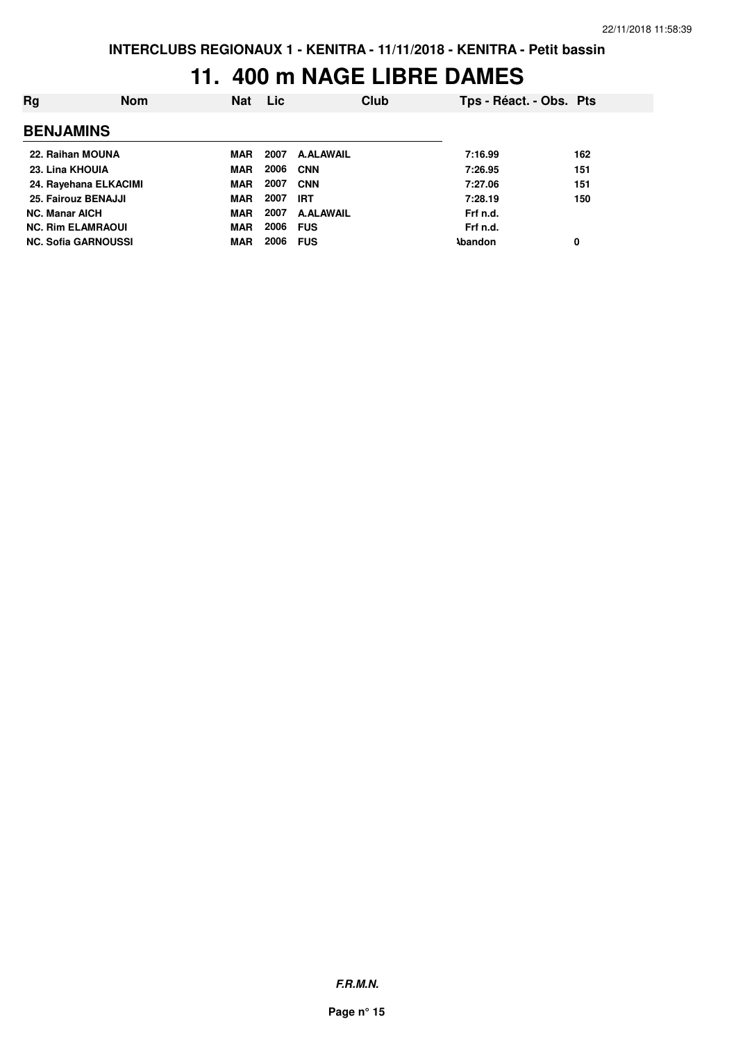INTERCLUBS REGIONAUX 1 - KENITRA - 11/11/2018 - KENITRA - Petit bassin

# 11. 400 m NAGE LIBRE DAMES

| Rg | Nom | Nat | Lic | Club | Tps - Réact. - Obs. | Pts |
|---|---|---|---|---|---|---|
| **BENJAMINS** | | | | | | |
| 22. | Raihan MOUNA | MAR | 2007 | A.ALAWAIL | 7:16.99 | 162 |
| 23. | Lina KHOUIA | MAR | 2006 | CNN | 7:26.95 | 151 |
| 24. | Rayehana ELKACIMI | MAR | 2007 | CNN | 7:27.06 | 151 |
| 25. | Fairouz BENAJJI | MAR | 2007 | IRT | 7:28.19 | 150 |
| NC. | Manar AICH | MAR | 2007 | A.ALAWAIL | Frf n.d. | |
| NC. | Rim ELAMRAOUI | MAR | 2006 | FUS | Frf n.d. | |
| NC. | Sofia GARNOUSSI | MAR | 2006 | FUS | Abandon | 0 |

*F.R.M.N.*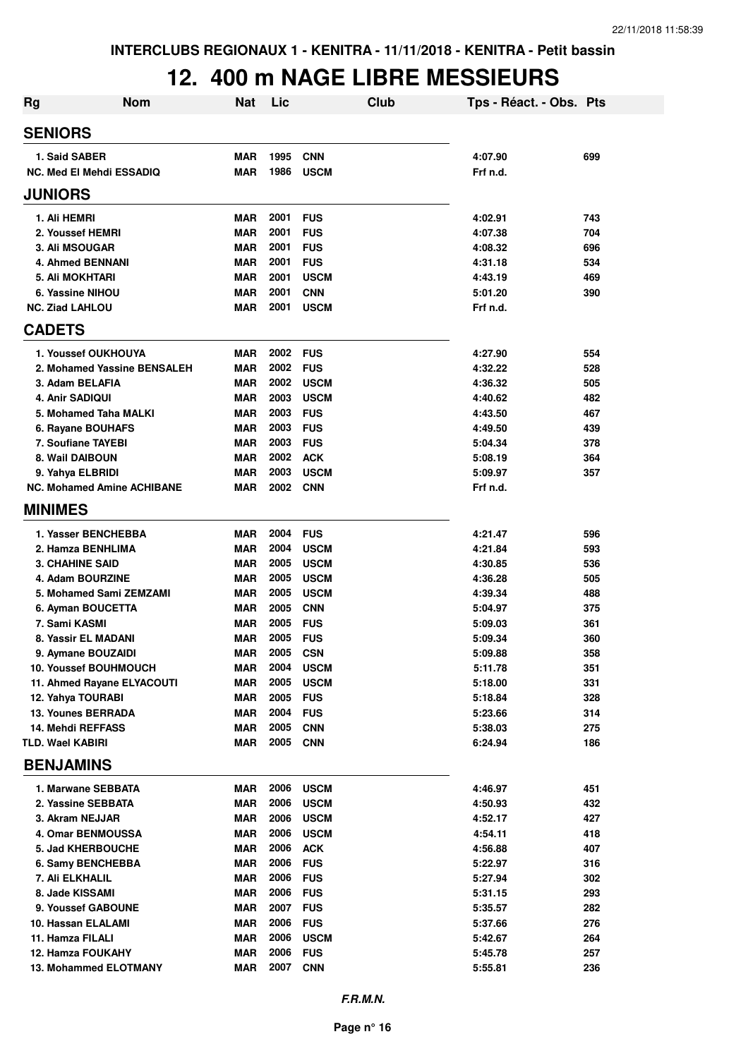INTERCLUBS REGIONAUX 1 - KENITRA - 11/11/2018 - KENITRA - Petit bassin

# 12. 400 m NAGE LIBRE MESSIEURS

| Rg | Nom | Nat | Lic | Club | Tps - Réact. - Obs. | Pts |
|---|---|---|---|---|---|---|
| **SENIORS** | | | | | | |
| 1. | Said SABER | MAR | 1995 | CNN | 4:07.90 | 699 |
| NC. | Med El Mehdi ESSADIQ | MAR | 1986 | USCM | Frf n.d. | |
| **JUNIORS** | | | | | | |
| 1. | Ali HEMRI | MAR | 2001 | FUS | 4:02.91 | 743 |
| 2. | Youssef HEMRI | MAR | 2001 | FUS | 4:07.38 | 704 |
| 3. | Ali MSOUGAR | MAR | 2001 | FUS | 4:08.32 | 696 |
| 4. | Ahmed BENNANI | MAR | 2001 | FUS | 4:31.18 | 534 |
| 5. | Ali MOKHTARI | MAR | 2001 | USCM | 4:43.19 | 469 |
| 6. | Yassine NIHOU | MAR | 2001 | CNN | 5:01.20 | 390 |
| NC. | Ziad LAHLOU | MAR | 2001 | USCM | Frf n.d. | |
| **CADETS** | | | | | | |
| 1. | Youssef OUKHOUYA | MAR | 2002 | FUS | 4:27.90 | 554 |
| 2. | Mohamed Yassine BENSALEH | MAR | 2002 | FUS | 4:32.22 | 528 |
| 3. | Adam BELAFIA | MAR | 2002 | USCM | 4:36.32 | 505 |
| 4. | Anir SADIQUI | MAR | 2003 | USCM | 4:40.62 | 482 |
| 5. | Mohamed Taha MALKI | MAR | 2003 | FUS | 4:43.50 | 467 |
| 6. | Rayane BOUHAFS | MAR | 2003 | FUS | 4:49.50 | 439 |
| 7. | Soufiane TAYEBI | MAR | 2003 | FUS | 5:04.34 | 378 |
| 8. | Wail DAIBOUN | MAR | 2002 | ACK | 5:08.19 | 364 |
| 9. | Yahya ELBRIDI | MAR | 2003 | USCM | 5:09.97 | 357 |
| NC. | Mohamed Amine ACHIBANE | MAR | 2002 | CNN | Frf n.d. | |
| **MINIMES** | | | | | | |
| 1. | Yasser BENCHEBBA | MAR | 2004 | FUS | 4:21.47 | 596 |
| 2. | Hamza BENHLIMA | MAR | 2004 | USCM | 4:21.84 | 593 |
| 3. | CHAHINE SAID | MAR | 2005 | USCM | 4:30.85 | 536 |
| 4. | Adam BOURZINE | MAR | 2005 | USCM | 4:36.28 | 505 |
| 5. | Mohamed Sami ZEMZAMI | MAR | 2005 | USCM | 4:39.34 | 488 |
| 6. | Ayman BOUCETTA | MAR | 2005 | CNN | 5:04.97 | 375 |
| 7. | Sami KASMI | MAR | 2005 | FUS | 5:09.03 | 361 |
| 8. | Yassir EL MADANI | MAR | 2005 | FUS | 5:09.34 | 360 |
| 9. | Aymane BOUZAIDI | MAR | 2005 | CSN | 5:09.88 | 358 |
| 10. | Youssef BOUHMOUCH | MAR | 2004 | USCM | 5:11.78 | 351 |
| 11. | Ahmed Rayane ELYACOUTI | MAR | 2005 | USCM | 5:18.00 | 331 |
| 12. | Yahya TOURABI | MAR | 2005 | FUS | 5:18.84 | 328 |
| 13. | Younes BERRADA | MAR | 2004 | FUS | 5:23.66 | 314 |
| 14. | Mehdi REFFASS | MAR | 2005 | CNN | 5:38.03 | 275 |
| TLD. | Wael KABIRI | MAR | 2005 | CNN | 6:24.94 | 186 |
| **BENJAMINS** | | | | | | |
| 1. | Marwane SEBBATA | MAR | 2006 | USCM | 4:46.97 | 451 |
| 2. | Yassine SEBBATA | MAR | 2006 | USCM | 4:50.93 | 432 |
| 3. | Akram NEJJAR | MAR | 2006 | USCM | 4:52.17 | 427 |
| 4. | Omar BENMOUSSA | MAR | 2006 | USCM | 4:54.11 | 418 |
| 5. | Jad KHERBOUCHE | MAR | 2006 | ACK | 4:56.88 | 407 |
| 6. | Samy BENCHEBBA | MAR | 2006 | FUS | 5:22.97 | 316 |
| 7. | Ali ELKHALIL | MAR | 2006 | FUS | 5:27.94 | 302 |
| 8. | Jade KISSAMI | MAR | 2006 | FUS | 5:31.15 | 293 |
| 9. | Youssef GABOUNE | MAR | 2007 | FUS | 5:35.57 | 282 |
| 10. | Hassan ELALAMI | MAR | 2006 | FUS | 5:37.66 | 276 |
| 11. | Hamza FILALI | MAR | 2006 | USCM | 5:42.67 | 264 |
| 12. | Hamza FOUKAHY | MAR | 2006 | FUS | 5:45.78 | 257 |
| 13. | Mohammed ELOTMANY | MAR | 2007 | CNN | 5:55.81 | 236 |

*F.R.M.N.*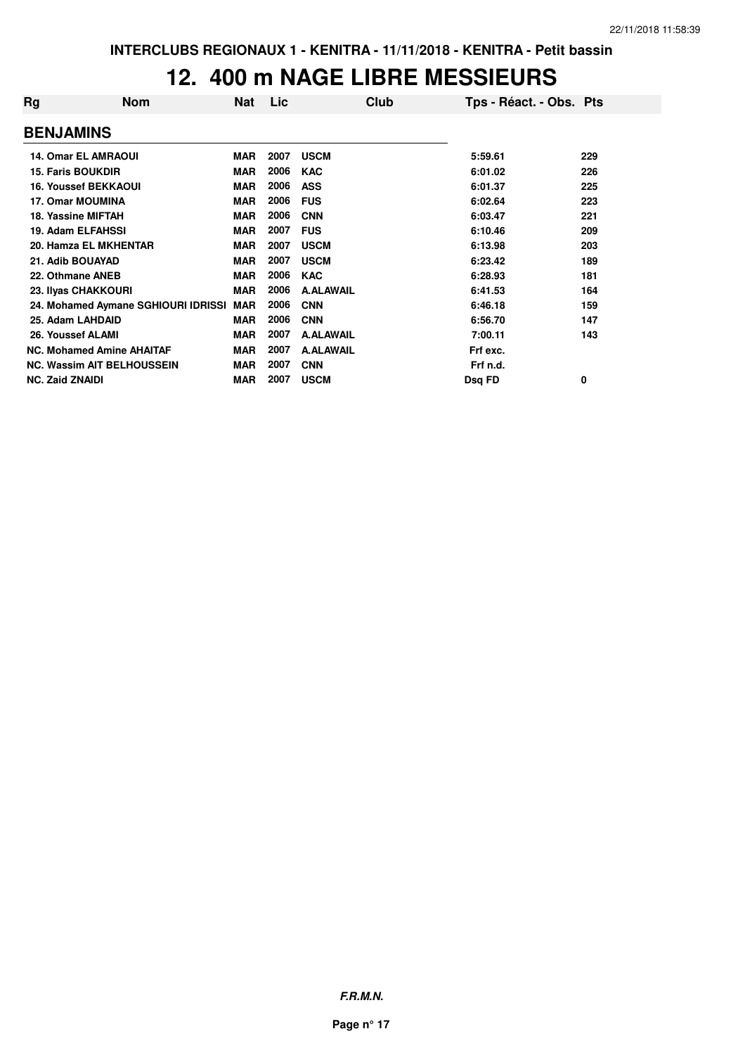# 12. 400 m NAGE LIBRE MESSIEURS

| Rg | Nom | Nat | Lic | Club | Tps - Réact. - Obs. | Pts |
|---|---|---|---|---|---|---|
| **BENJAMINS** | | | | | | |
| 14. Omar EL AMRAOUI | | MAR | 2007 | USCM | 5:59.61 | 229 |
| 15. Faris BOUKDIR | | MAR | 2006 | KAC | 6:01.02 | 226 |
| 16. Youssef BEKKAOUI | | MAR | 2006 | ASS | 6:01.37 | 225 |
| 17. Omar MOUMINA | | MAR | 2006 | FUS | 6:02.64 | 223 |
| 18. Yassine MIFTAH | | MAR | 2006 | CNN | 6:03.47 | 221 |
| 19. Adam ELFAHSSI | | MAR | 2007 | FUS | 6:10.46 | 209 |
| 20. Hamza EL MKHENTAR | | MAR | 2007 | USCM | 6:13.98 | 203 |
| 21. Adib BOUAYAD | | MAR | 2007 | USCM | 6:23.42 | 189 |
| 22. Othmane ANEB | | MAR | 2006 | KAC | 6:28.93 | 181 |
| 23. Ilyas CHAKKOURI | | MAR | 2006 | A.ALAWAIL | 6:41.53 | 164 |
| 24. Mohamed Aymane SGHIOURI IDRISSI | | MAR | 2006 | CNN | 6:46.18 | 159 |
| 25. Adam LAHDAID | | MAR | 2006 | CNN | 6:56.70 | 147 |
| 26. Youssef ALAMI | | MAR | 2007 | A.ALAWAIL | 7:00.11 | 143 |
| NC. Mohamed Amine AHAITAF | | MAR | 2007 | A.ALAWAIL | Frf exc. | |
| NC. Wassim AIT BELHOUSSEIN | | MAR | 2007 | CNN | Frf n.d. | |
| NC. Zaid ZNAIDI | | MAR | 2007 | USCM | Dsq FD | 0 |

*F.R.M.N.*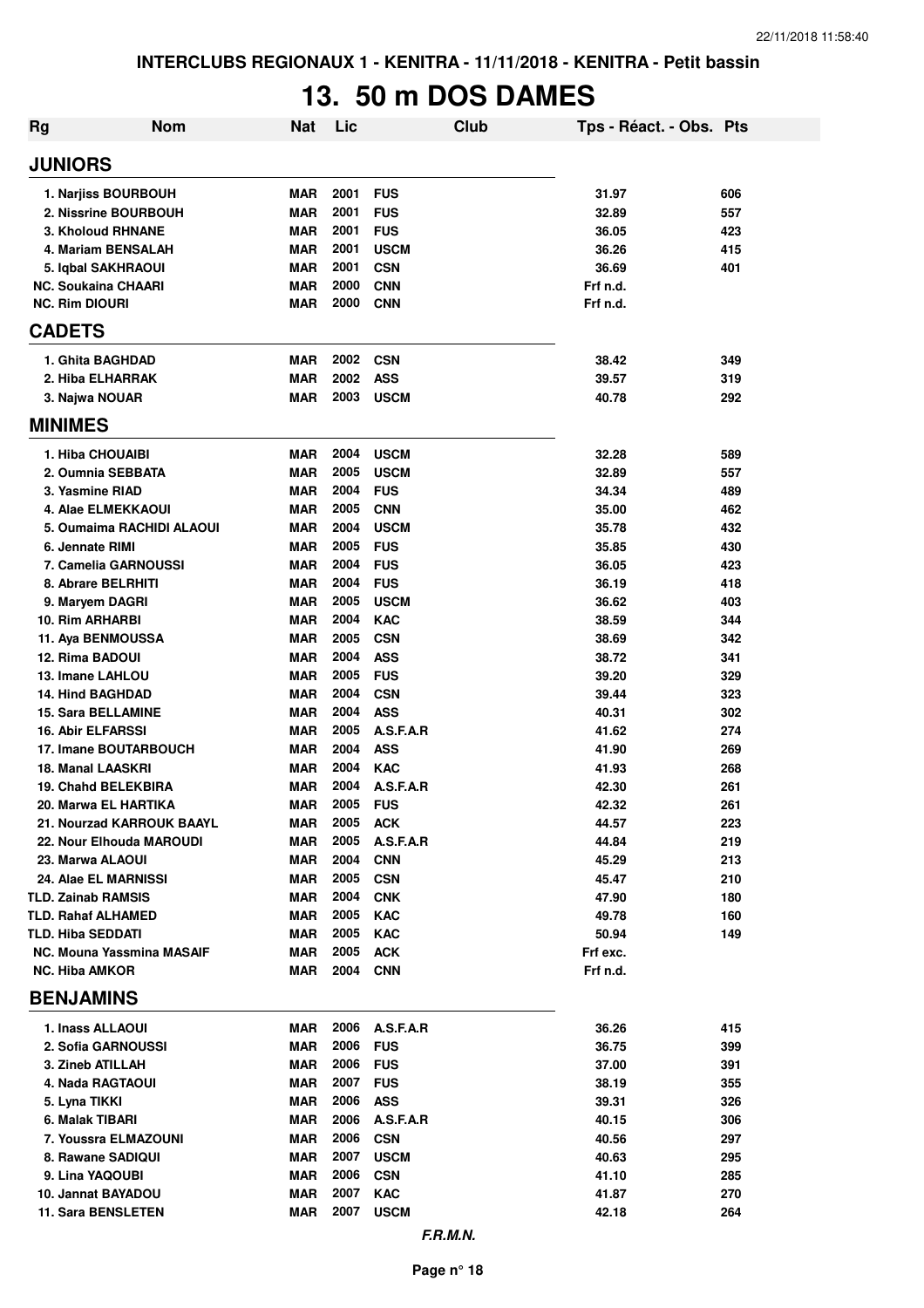**INTERCLUBS REGIONAUX 1 - KENITRA - 11/11/2018 - KENITRA - Petit bassin**

# 13. 50 m DOS DAMES

| Rg | Nom | Nat | Lic | Club | Tps - Réact. - Obs. | Pts |
|---|---|---|---|---|---|---|
| **JUNIORS** | | | | | | |
| 1. | Narjiss BOURBOUH | MAR | 2001 | FUS | 31.97 | 606 |
| 2. | Nissrine BOURBOUH | MAR | 2001 | FUS | 32.89 | 557 |
| 3. | Kholoud RHNANE | MAR | 2001 | FUS | 36.05 | 423 |
| 4. | Mariam BENSALAH | MAR | 2001 | USCM | 36.26 | 415 |
| 5. | Iqbal SAKHRAOUI | MAR | 2001 | CSN | 36.69 | 401 |
| NC. | Soukaina CHAARI | MAR | 2000 | CNN | Frf n.d. | |
| NC. | Rim DIOURI | MAR | 2000 | CNN | Frf n.d. | |
| **CADETS** | | | | | | |
| 1. | Ghita BAGHDAD | MAR | 2002 | CSN | 38.42 | 349 |
| 2. | Hiba ELHARRAK | MAR | 2002 | ASS | 39.57 | 319 |
| 3. | Najwa NOUAR | MAR | 2003 | USCM | 40.78 | 292 |
| **MINIMES** | | | | | | |
| 1. | Hiba CHOUAIBI | MAR | 2004 | USCM | 32.28 | 589 |
| 2. | Oumnia SEBBATA | MAR | 2005 | USCM | 32.89 | 557 |
| 3. | Yasmine RIAD | MAR | 2004 | FUS | 34.34 | 489 |
| 4. | Alae ELMEKKAOUI | MAR | 2005 | CNN | 35.00 | 462 |
| 5. | Oumaima RACHIDI ALAOUI | MAR | 2004 | USCM | 35.78 | 432 |
| 6. | Jennate RIMI | MAR | 2005 | FUS | 35.85 | 430 |
| 7. | Camelia GARNOUSSI | MAR | 2004 | FUS | 36.05 | 423 |
| 8. | Abrare BELRHITI | MAR | 2004 | FUS | 36.19 | 418 |
| 9. | Maryem DAGRI | MAR | 2005 | USCM | 36.62 | 403 |
| 10. | Rim ARHARBI | MAR | 2004 | KAC | 38.59 | 344 |
| 11. | Aya BENMOUSSA | MAR | 2005 | CSN | 38.69 | 342 |
| 12. | Rima BADOUI | MAR | 2004 | ASS | 38.72 | 341 |
| 13. | Imane LAHLOU | MAR | 2005 | FUS | 39.20 | 329 |
| 14. | Hind BAGHDAD | MAR | 2004 | CSN | 39.44 | 323 |
| 15. | Sara BELLAMINE | MAR | 2004 | ASS | 40.31 | 302 |
| 16. | Abir ELFARSSI | MAR | 2005 | A.S.F.A.R | 41.62 | 274 |
| 17. | Imane BOUTARBOUCH | MAR | 2004 | ASS | 41.90 | 269 |
| 18. | Manal LAASKRI | MAR | 2004 | KAC | 41.93 | 268 |
| 19. | Chahd BELEKBIRA | MAR | 2004 | A.S.F.A.R | 42.30 | 261 |
| 20. | Marwa EL HARTIKA | MAR | 2005 | FUS | 42.32 | 261 |
| 21. | Nourzad KARROUK BAAYL | MAR | 2005 | ACK | 44.57 | 223 |
| 22. | Nour Elhouda MAROUDI | MAR | 2005 | A.S.F.A.R | 44.84 | 219 |
| 23. | Marwa ALAOUI | MAR | 2004 | CNN | 45.29 | 213 |
| 24. | Alae EL MARNISSI | MAR | 2005 | CSN | 45.47 | 210 |
| TLD. | Zainab RAMSIS | MAR | 2004 | CNK | 47.90 | 180 |
| TLD. | Rahaf ALHAMED | MAR | 2005 | KAC | 49.78 | 160 |
| TLD. | Hiba SEDDATI | MAR | 2005 | KAC | 50.94 | 149 |
| NC. | Mouna Yassmina MASAIF | MAR | 2005 | ACK | Frf exc. | |
| NC. | Hiba AMKOR | MAR | 2004 | CNN | Frf n.d. | |
| **BENJAMINS** | | | | | | |
| 1. | Inass ALLAOUI | MAR | 2006 | A.S.F.A.R | 36.26 | 415 |
| 2. | Sofia GARNOUSSI | MAR | 2006 | FUS | 36.75 | 399 |
| 3. | Zineb ATILLAH | MAR | 2006 | FUS | 37.00 | 391 |
| 4. | Nada RAGTAOUI | MAR | 2007 | FUS | 38.19 | 355 |
| 5. | Lyna TIKKI | MAR | 2006 | ASS | 39.31 | 326 |
| 6. | Malak TIBARI | MAR | 2006 | A.S.F.A.R | 40.15 | 306 |
| 7. | Youssra ELMAZOUNI | MAR | 2006 | CSN | 40.56 | 297 |
| 8. | Rawane SADIQUI | MAR | 2007 | USCM | 40.63 | 295 |
| 9. | Lina YAQOUBI | MAR | 2006 | CSN | 41.10 | 285 |
| 10. | Jannat BAYADOU | MAR | 2007 | KAC | 41.87 | 270 |
| 11. | Sara BENSLETEN | MAR | 2007 | USCM | 42.18 | 264 |

*F.R.M.N.*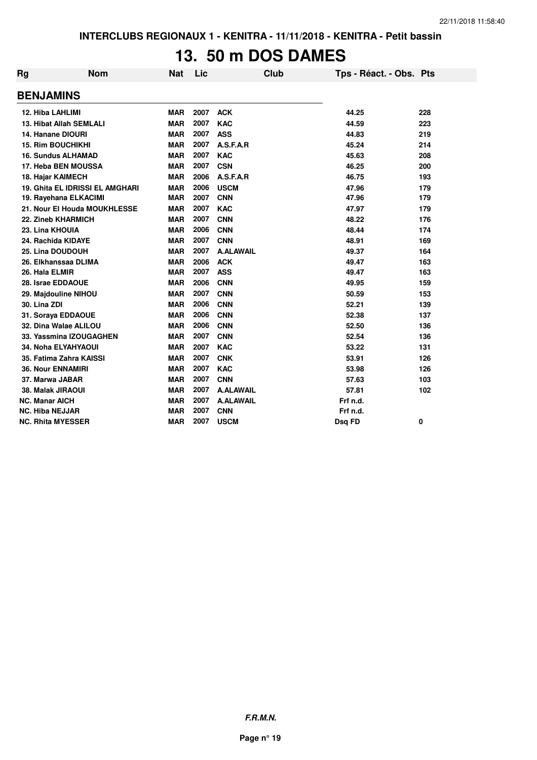INTERCLUBS REGIONAUX 1 - KENITRA - 11/11/2018 - KENITRA - Petit bassin

# 13. 50 m DOS DAMES

| Rg | Nom | Nat | Lic | Club | Tps - Réact. - Obs. | Pts |
|---|---|---|---|---|---|---|
| **BENJAMINS** | | | | | | |
| 12. Hiba LAHLIMI | | MAR | 2007 | ACK | 44.25 | 228 |
| 13. Hibat Allah SEMLALI | | MAR | 2007 | KAC | 44.59 | 223 |
| 14. Hanane DIOURI | | MAR | 2007 | ASS | 44.83 | 219 |
| 15. Rim BOUCHIKHI | | MAR | 2007 | A.S.F.A.R | 45.24 | 214 |
| 16. Sundus ALHAMAD | | MAR | 2007 | KAC | 45.63 | 208 |
| 17. Heba BEN MOUSSA | | MAR | 2007 | CSN | 46.25 | 200 |
| 18. Hajar KAIMECH | | MAR | 2006 | A.S.F.A.R | 46.75 | 193 |
| 19. Ghita EL IDRISSI EL AMGHARI | | MAR | 2006 | USCM | 47.96 | 179 |
| 19. Rayehana ELKACIMI | | MAR | 2007 | CNN | 47.96 | 179 |
| 21. Nour El Houda MOUKHLESSE | | MAR | 2007 | KAC | 47.97 | 179 |
| 22. Zineb KHARMICH | | MAR | 2007 | CNN | 48.22 | 176 |
| 23. Lina KHOUIA | | MAR | 2006 | CNN | 48.44 | 174 |
| 24. Rachida KIDAYE | | MAR | 2007 | CNN | 48.91 | 169 |
| 25. Lina DOUDOUH | | MAR | 2007 | A.ALAWAIL | 49.37 | 164 |
| 26. Elkhanssaa DLIMA | | MAR | 2006 | ACK | 49.47 | 163 |
| 26. Hala ELMIR | | MAR | 2007 | ASS | 49.47 | 163 |
| 28. Israe EDDAOUE | | MAR | 2006 | CNN | 49.95 | 159 |
| 29. Majdouline NIHOU | | MAR | 2007 | CNN | 50.59 | 153 |
| 30. Lina ZDI | | MAR | 2006 | CNN | 52.21 | 139 |
| 31. Soraya EDDAOUE | | MAR | 2006 | CNN | 52.38 | 137 |
| 32. Dina Walae ALILOU | | MAR | 2006 | CNN | 52.50 | 136 |
| 33. Yassmina IZOUGAGHEN | | MAR | 2007 | CNN | 52.54 | 136 |
| 34. Noha ELYAHYAOUI | | MAR | 2007 | KAC | 53.22 | 131 |
| 35. Fatima Zahra KAISSI | | MAR | 2007 | CNK | 53.91 | 126 |
| 36. Nour ENNAMIRI | | MAR | 2007 | KAC | 53.98 | 126 |
| 37. Marwa JABAR | | MAR | 2007 | CNN | 57.63 | 103 |
| 38. Malak JIRAOUI | | MAR | 2007 | A.ALAWAIL | 57.81 | 102 |
| NC. Manar AICH | | MAR | 2007 | A.ALAWAIL | Frf n.d. | |
| NC. Hiba NEJJAR | | MAR | 2007 | CNN | Frf n.d. | |
| NC. Rhita MYESSER | | MAR | 2007 | USCM | Dsq FD | 0 |

*F.R.M.N.*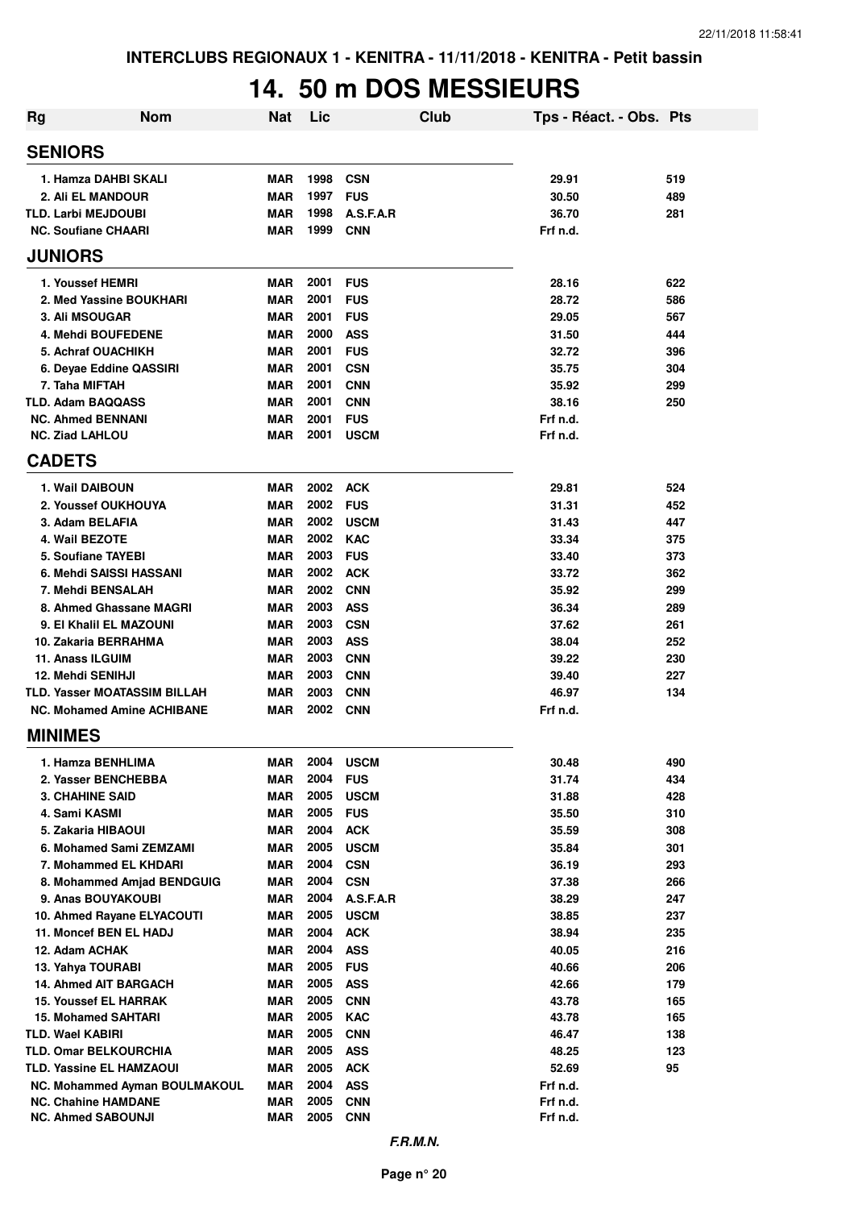# 14. 50 m DOS MESSIEURS

| Rg | Nom | Nat | Lic | Club | Tps - Réact. - Obs. | Pts |
|---|---|---|---|---|---|---|
| **SENIORS** | | | | | | |
| 1. | Hamza DAHBI SKALI | MAR | 1998 | CSN | 29.91 | 519 |
| 2. | Ali EL MANDOUR | MAR | 1997 | FUS | 30.50 | 489 |
| TLD. | Larbi MEJDOUBI | MAR | 1998 | A.S.F.A.R | 36.70 | 281 |
| NC. | Soufiane CHAARI | MAR | 1999 | CNN | Frf n.d. | |
| **JUNIORS** | | | | | | |
| 1. | Youssef HEMRI | MAR | 2001 | FUS | 28.16 | 622 |
| 2. | Med Yassine BOUKHARI | MAR | 2001 | FUS | 28.72 | 586 |
| 3. | Ali MSOUGAR | MAR | 2001 | FUS | 29.05 | 567 |
| 4. | Mehdi BOUFEDENE | MAR | 2000 | ASS | 31.50 | 444 |
| 5. | Achraf OUACHIKH | MAR | 2001 | FUS | 32.72 | 396 |
| 6. | Deyae Eddine QASSIRI | MAR | 2001 | CSN | 35.75 | 304 |
| 7. | Taha MIFTAH | MAR | 2001 | CNN | 35.92 | 299 |
| TLD. | Adam BAQQASS | MAR | 2001 | CNN | 38.16 | 250 |
| NC. | Ahmed BENNANI | MAR | 2001 | FUS | Frf n.d. | |
| NC. | Ziad LAHLOU | MAR | 2001 | USCM | Frf n.d. | |
| **CADETS** | | | | | | |
| 1. | Wail DAIBOUN | MAR | 2002 | ACK | 29.81 | 524 |
| 2. | Youssef OUKHOUYA | MAR | 2002 | FUS | 31.31 | 452 |
| 3. | Adam BELAFIA | MAR | 2002 | USCM | 31.43 | 447 |
| 4. | Wail BEZOTE | MAR | 2002 | KAC | 33.34 | 375 |
| 5. | Soufiane TAYEBI | MAR | 2003 | FUS | 33.40 | 373 |
| 6. | Mehdi SAISSI HASSANI | MAR | 2002 | ACK | 33.72 | 362 |
| 7. | Mehdi BENSALAH | MAR | 2002 | CNN | 35.92 | 299 |
| 8. | Ahmed Ghassane MAGRI | MAR | 2003 | ASS | 36.34 | 289 |
| 9. | El Khalil EL MAZOUNI | MAR | 2003 | CSN | 37.62 | 261 |
| 10. | Zakaria BERRAHMA | MAR | 2003 | ASS | 38.04 | 252 |
| 11. | Anass ILGUIM | MAR | 2003 | CNN | 39.22 | 230 |
| 12. | Mehdi SENIHJI | MAR | 2003 | CNN | 39.40 | 227 |
| TLD. | Yasser MOATASSIM BILLAH | MAR | 2003 | CNN | 46.97 | 134 |
| NC. | Mohamed Amine ACHIBANE | MAR | 2002 | CNN | Frf n.d. | |
| **MINIMES** | | | | | | |
| 1. | Hamza BENHLIMA | MAR | 2004 | USCM | 30.48 | 490 |
| 2. | Yasser BENCHEBBA | MAR | 2004 | FUS | 31.74 | 434 |
| 3. | CHAHINE SAID | MAR | 2005 | USCM | 31.88 | 428 |
| 4. | Sami KASMI | MAR | 2005 | FUS | 35.50 | 310 |
| 5. | Zakaria HIBAOUI | MAR | 2004 | ACK | 35.59 | 308 |
| 6. | Mohamed Sami ZEMZAMI | MAR | 2005 | USCM | 35.84 | 301 |
| 7. | Mohammed EL KHDARI | MAR | 2004 | CSN | 36.19 | 293 |
| 8. | Mohammed Amjad BENDGUIG | MAR | 2004 | CSN | 37.38 | 266 |
| 9. | Anas BOUYAKOUBI | MAR | 2004 | A.S.F.A.R | 38.29 | 247 |
| 10. | Ahmed Rayane ELYACOUTI | MAR | 2005 | USCM | 38.85 | 237 |
| 11. | Moncef BEN EL HADJ | MAR | 2004 | ACK | 38.94 | 235 |
| 12. | Adam ACHAK | MAR | 2004 | ASS | 40.05 | 216 |
| 13. | Yahya TOURABI | MAR | 2005 | FUS | 40.66 | 206 |
| 14. | Ahmed AIT BARGACH | MAR | 2005 | ASS | 42.66 | 179 |
| 15. | Youssef EL HARRAK | MAR | 2005 | CNN | 43.78 | 165 |
| 15. | Mohamed SAHTARI | MAR | 2005 | KAC | 43.78 | 165 |
| TLD. | Wael KABIRI | MAR | 2005 | CNN | 46.47 | 138 |
| TLD. | Omar BELKOURCHIA | MAR | 2005 | ASS | 48.25 | 123 |
| TLD. | Yassine EL HAMZAOUI | MAR | 2005 | ACK | 52.69 | 95 |
| NC. | Mohammed Ayman BOULMAKOUL | MAR | 2004 | ASS | Frf n.d. | |
| NC. | Chahine HAMDANE | MAR | 2005 | CNN | Frf n.d. | |
| NC. | Ahmed SABOUNJI | MAR | 2005 | CNN | Frf n.d. | |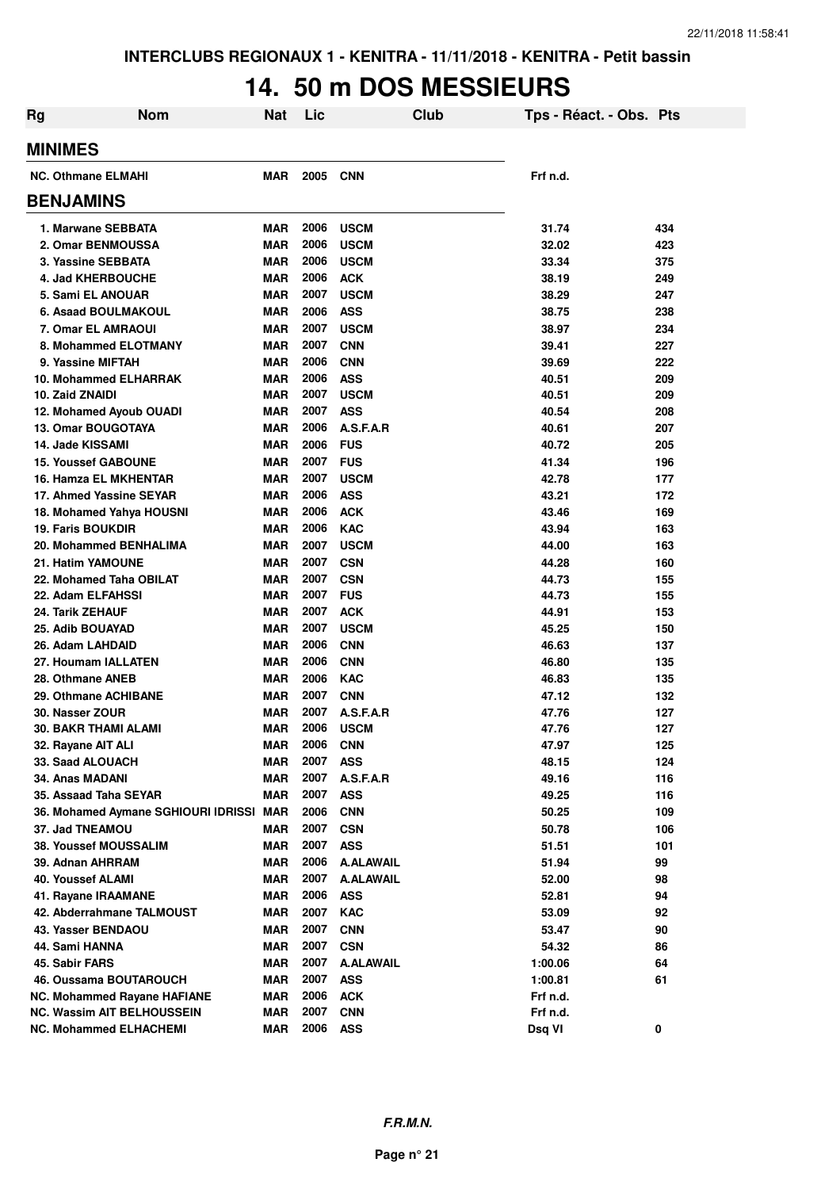INTERCLUBS REGIONAUX 1 - KENITRA - 11/11/2018 - KENITRA - Petit bassin

# 14. 50 m DOS MESSIEURS

| Rg | Nom | Nat | Lic | Club | Tps - Réact. - Obs. | Pts |
|---|---|---|---|---|---|---|
| **MINIMES** | | | | | | |
| NC. Othmane ELMAHI | | MAR | 2005 | CNN | Frf n.d. | |
| **BENJAMINS** | | | | | | |
| 1. Marwane SEBBATA | | MAR | 2006 | USCM | 31.74 | 434 |
| 2. Omar BENMOUSSA | | MAR | 2006 | USCM | 32.02 | 423 |
| 3. Yassine SEBBATA | | MAR | 2006 | USCM | 33.34 | 375 |
| 4. Jad KHERBOUCHE | | MAR | 2006 | ACK | 38.19 | 249 |
| 5. Sami EL ANOUAR | | MAR | 2007 | USCM | 38.29 | 247 |
| 6. Asaad BOULMAKOUL | | MAR | 2006 | ASS | 38.75 | 238 |
| 7. Omar EL AMRAOUI | | MAR | 2007 | USCM | 38.97 | 234 |
| 8. Mohammed ELOTMANY | | MAR | 2007 | CNN | 39.41 | 227 |
| 9. Yassine MIFTAH | | MAR | 2006 | CNN | 39.69 | 222 |
| 10. Mohammed ELHARRAK | | MAR | 2006 | ASS | 40.51 | 209 |
| 10. Zaid ZNAIDI | | MAR | 2007 | USCM | 40.51 | 209 |
| 12. Mohamed Ayoub OUADI | | MAR | 2007 | ASS | 40.54 | 208 |
| 13. Omar BOUGOTAYA | | MAR | 2006 | A.S.F.A.R | 40.61 | 207 |
| 14. Jade KISSAMI | | MAR | 2006 | FUS | 40.72 | 205 |
| 15. Youssef GABOUNE | | MAR | 2007 | FUS | 41.34 | 196 |
| 16. Hamza EL MKHENTAR | | MAR | 2007 | USCM | 42.78 | 177 |
| 17. Ahmed Yassine SEYAR | | MAR | 2006 | ASS | 43.21 | 172 |
| 18. Mohamed Yahya HOUSNI | | MAR | 2006 | ACK | 43.46 | 169 |
| 19. Faris BOUKDIR | | MAR | 2006 | KAC | 43.94 | 163 |
| 20. Mohammed BENHALIMA | | MAR | 2007 | USCM | 44.00 | 163 |
| 21. Hatim YAMOUNE | | MAR | 2007 | CSN | 44.28 | 160 |
| 22. Mohamed Taha OBILAT | | MAR | 2007 | CSN | 44.73 | 155 |
| 22. Adam ELFAHSSI | | MAR | 2007 | FUS | 44.73 | 155 |
| 24. Tarik ZEHAUF | | MAR | 2007 | ACK | 44.91 | 153 |
| 25. Adib BOUAYAD | | MAR | 2007 | USCM | 45.25 | 150 |
| 26. Adam LAHDAID | | MAR | 2006 | CNN | 46.63 | 137 |
| 27. Houmam IALLATEN | | MAR | 2006 | CNN | 46.80 | 135 |
| 28. Othmane ANEB | | MAR | 2006 | KAC | 46.83 | 135 |
| 29. Othmane ACHIBANE | | MAR | 2007 | CNN | 47.12 | 132 |
| 30. Nasser ZOUR | | MAR | 2007 | A.S.F.A.R | 47.76 | 127 |
| 30. BAKR THAMI ALAMI | | MAR | 2006 | USCM | 47.76 | 127 |
| 32. Rayane AIT ALI | | MAR | 2006 | CNN | 47.97 | 125 |
| 33. Saad ALOUACH | | MAR | 2007 | ASS | 48.15 | 124 |
| 34. Anas MADANI | | MAR | 2007 | A.S.F.A.R | 49.16 | 116 |
| 35. Assaad Taha SEYAR | | MAR | 2007 | ASS | 49.25 | 116 |
| 36. Mohamed Aymane SGHIOURI IDRISSI | | MAR | 2006 | CNN | 50.25 | 109 |
| 37. Jad TNEAMOU | | MAR | 2007 | CSN | 50.78 | 106 |
| 38. Youssef MOUSSALIM | | MAR | 2007 | ASS | 51.51 | 101 |
| 39. Adnan AHRRAM | | MAR | 2006 | A.ALAWAIL | 51.94 | 99 |
| 40. Youssef ALAMI | | MAR | 2007 | A.ALAWAIL | 52.00 | 98 |
| 41. Rayane IRAAMANE | | MAR | 2006 | ASS | 52.81 | 94 |
| 42. Abderrahmane TALMOUST | | MAR | 2007 | KAC | 53.09 | 92 |
| 43. Yasser BENDAOU | | MAR | 2007 | CNN | 53.47 | 90 |
| 44. Sami HANNA | | MAR | 2007 | CSN | 54.32 | 86 |
| 45. Sabir FARS | | MAR | 2007 | A.ALAWAIL | 1:00.06 | 64 |
| 46. Oussama BOUTAROUCH | | MAR | 2007 | ASS | 1:00.81 | 61 |
| NC. Mohammed Rayane HAFIANE | | MAR | 2006 | ACK | Frf n.d. | |
| NC. Wassim AIT BELHOUSSEIN | | MAR | 2007 | CNN | Frf n.d. | |
| NC. Mohammed ELHACHEMI | | MAR | 2006 | ASS | Dsq VI | 0 |

*F.R.M.N.*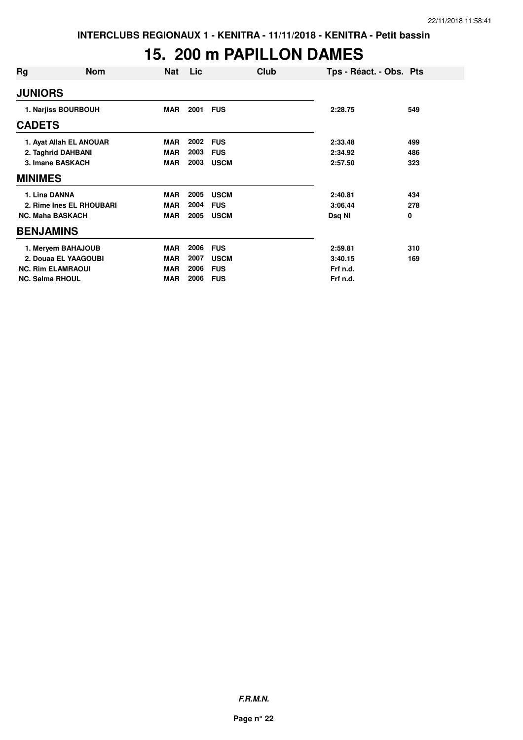INTERCLUBS REGIONAUX 1 - KENITRA - 11/11/2018 - KENITRA - Petit bassin

# 15. 200 m PAPILLON DAMES

| Rg | Nom | Nat | Lic | Club | Tps - Réact. - Obs. | Pts |
|---|---|---|---|---|---|---|
| **JUNIORS** | | | | | | |
| 1. | Narjiss BOURBOUH | MAR | 2001 | FUS | 2:28.75 | 549 |
| **CADETS** | | | | | | |
| 1. | Ayat Allah EL ANOUAR | MAR | 2002 | FUS | 2:33.48 | 499 |
| 2. | Taghrid DAHBANI | MAR | 2003 | FUS | 2:34.92 | 486 |
| 3. | Imane BASKACH | MAR | 2003 | USCM | 2:57.50 | 323 |
| **MINIMES** | | | | | | |
| 1. | Lina DANNA | MAR | 2005 | USCM | 2:40.81 | 434 |
| 2. | Rime Ines EL RHOUBARI | MAR | 2004 | FUS | 3:06.44 | 278 |
| NC. | Maha BASKACH | MAR | 2005 | USCM | Dsq NI | 0 |
| **BENJAMINS** | | | | | | |
| 1. | Meryem BAHAJOUB | MAR | 2006 | FUS | 2:59.81 | 310 |
| 2. | Douaa EL YAAGOUBI | MAR | 2007 | USCM | 3:40.15 | 169 |
| NC. | Rim ELAMRAOUI | MAR | 2006 | FUS | Frf n.d. | |
| NC. | Salma RHOUL | MAR | 2006 | FUS | Frf n.d. | |

*F.R.M.N.*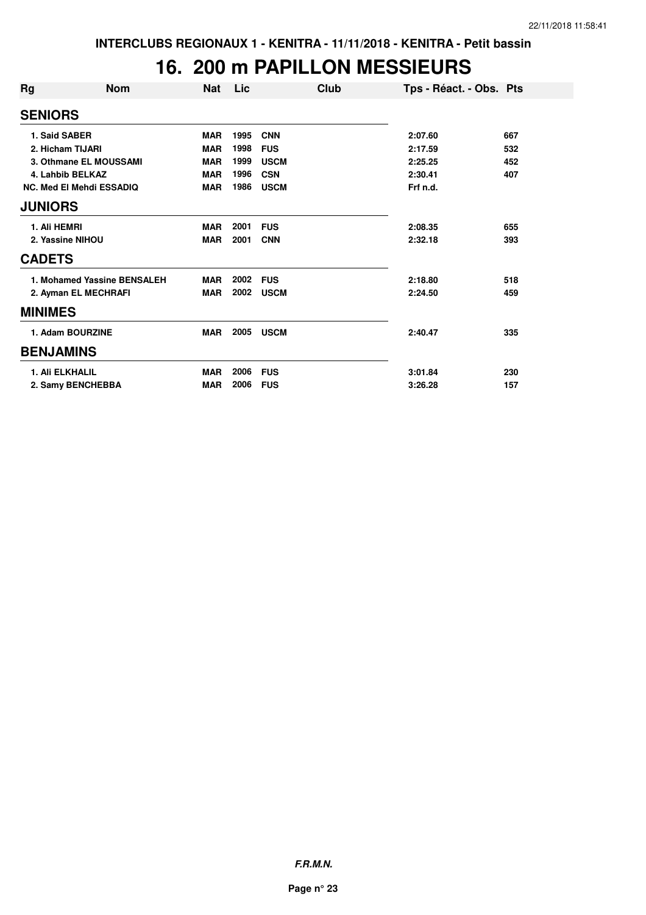INTERCLUBS REGIONAUX 1 - KENITRA - 11/11/2018 - KENITRA - Petit bassin

# 16. 200 m PAPILLON MESSIEURS

| Rg | Nom | Nat | Lic | Club | Tps - Réact. - Obs. | Pts |
|---|---|---|---|---|---|---|
| **SENIORS** | | | | | | |
| 1. Said SABER | | MAR | 1995 | CNN | 2:07.60 | 667 |
| 2. Hicham TIJARI | | MAR | 1998 | FUS | 2:17.59 | 532 |
| 3. Othmane EL MOUSSAMI | | MAR | 1999 | USCM | 2:25.25 | 452 |
| 4. Lahbib BELKAZ | | MAR | 1996 | CSN | 2:30.41 | 407 |
| NC. Med El Mehdi ESSADIQ | | MAR | 1986 | USCM | Frf n.d. | |
| **JUNIORS** | | | | | | |
| 1. Ali HEMRI | | MAR | 2001 | FUS | 2:08.35 | 655 |
| 2. Yassine NIHOU | | MAR | 2001 | CNN | 2:32.18 | 393 |
| **CADETS** | | | | | | |
| 1. Mohamed Yassine BENSALEH | | MAR | 2002 | FUS | 2:18.80 | 518 |
| 2. Ayman EL MECHRAFI | | MAR | 2002 | USCM | 2:24.50 | 459 |
| **MINIMES** | | | | | | |
| 1. Adam BOURZINE | | MAR | 2005 | USCM | 2:40.47 | 335 |
| **BENJAMINS** | | | | | | |
| 1. Ali ELKHALIL | | MAR | 2006 | FUS | 3:01.84 | 230 |
| 2. Samy BENCHEBBA | | MAR | 2006 | FUS | 3:26.28 | 157 |

*F.R.M.N.*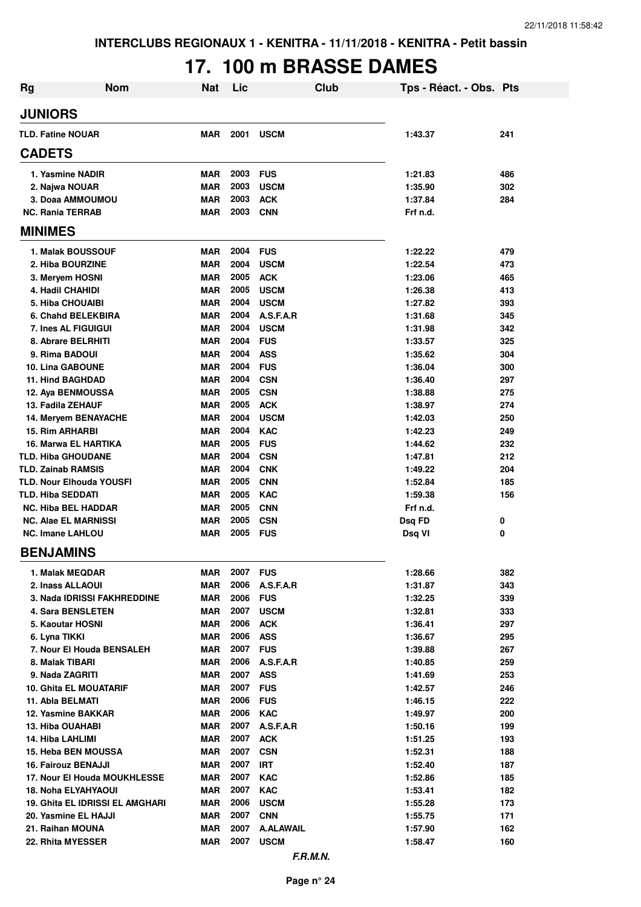# 17. 100 m BRASSE DAMES

| Rg | Nom | Nat | Lic | Club | Tps - Réact. - Obs. | Pts |
|---|---|---|---|---|---|---|
| **JUNIORS** | | | | | | |
| TLD. Fatine NOUAR | | MAR | 2001 | USCM | 1:43.37 | 241 |
| **CADETS** | | | | | | |
| 1. Yasmine NADIR | | MAR | 2003 | FUS | 1:21.83 | 486 |
| 2. Najwa NOUAR | | MAR | 2003 | USCM | 1:35.90 | 302 |
| 3. Doaa AMMOUMOU | | MAR | 2003 | ACK | 1:37.84 | 284 |
| NC. Rania TERRAB | | MAR | 2003 | CNN | Frf n.d. | |
| **MINIMES** | | | | | | |
| 1. Malak BOUSSOUF | | MAR | 2004 | FUS | 1:22.22 | 479 |
| 2. Hiba BOURZINE | | MAR | 2004 | USCM | 1:22.54 | 473 |
| 3. Meryem HOSNI | | MAR | 2005 | ACK | 1:23.06 | 465 |
| 4. Hadil CHAHIDI | | MAR | 2005 | USCM | 1:26.38 | 413 |
| 5. Hiba CHOUAIBI | | MAR | 2004 | USCM | 1:27.82 | 393 |
| 6. Chahd BELEKBIRA | | MAR | 2004 | A.S.F.A.R | 1:31.68 | 345 |
| 7. Ines AL FIGUIGUI | | MAR | 2004 | USCM | 1:31.98 | 342 |
| 8. Abrare BELRHITI | | MAR | 2004 | FUS | 1:33.57 | 325 |
| 9. Rima BADOUI | | MAR | 2004 | ASS | 1:35.62 | 304 |
| 10. Lina GABOUNE | | MAR | 2004 | FUS | 1:36.04 | 300 |
| 11. Hind BAGHDAD | | MAR | 2004 | CSN | 1:36.40 | 297 |
| 12. Aya BENMOUSSA | | MAR | 2005 | CSN | 1:38.88 | 275 |
| 13. Fadila ZEHAUF | | MAR | 2005 | ACK | 1:38.97 | 274 |
| 14. Meryem BENAYACHE | | MAR | 2004 | USCM | 1:42.03 | 250 |
| 15. Rim ARHARBI | | MAR | 2004 | KAC | 1:42.23 | 249 |
| 16. Marwa EL HARTIKA | | MAR | 2005 | FUS | 1:44.62 | 232 |
| TLD. Hiba GHOUDANE | | MAR | 2004 | CSN | 1:47.81 | 212 |
| TLD. Zainab RAMSIS | | MAR | 2004 | CNK | 1:49.22 | 204 |
| TLD. Nour Elhouda YOUSFI | | MAR | 2005 | CNN | 1:52.84 | 185 |
| TLD. Hiba SEDDATI | | MAR | 2005 | KAC | 1:59.38 | 156 |
| NC. Hiba BEL HADDAR | | MAR | 2005 | CNN | Frf n.d. | |
| NC. Alae EL MARNISSI | | MAR | 2005 | CSN | Dsq FD | 0 |
| NC. Imane LAHLOU | | MAR | 2005 | FUS | Dsq VI | 0 |
| **BENJAMINS** | | | | | | |
| 1. Malak MEQDAR | | MAR | 2007 | FUS | 1:28.66 | 382 |
| 2. Inass ALLAOUI | | MAR | 2006 | A.S.F.A.R | 1:31.87 | 343 |
| 3. Nada IDRISSI FAKHREDDINE | | MAR | 2006 | FUS | 1:32.25 | 339 |
| 4. Sara BENSLETEN | | MAR | 2007 | USCM | 1:32.81 | 333 |
| 5. Kaoutar HOSNI | | MAR | 2006 | ACK | 1:36.41 | 297 |
| 6. Lyna TIKKI | | MAR | 2006 | ASS | 1:36.67 | 295 |
| 7. Nour El Houda BENSALEH | | MAR | 2007 | FUS | 1:39.88 | 267 |
| 8. Malak TIBARI | | MAR | 2006 | A.S.F.A.R | 1:40.85 | 259 |
| 9. Nada ZAGRITI | | MAR | 2007 | ASS | 1:41.69 | 253 |
| 10. Ghita EL MOUATARIF | | MAR | 2007 | FUS | 1:42.57 | 246 |
| 11. Abla BELMATI | | MAR | 2006 | FUS | 1:46.15 | 222 |
| 12. Yasmine BAKKAR | | MAR | 2006 | KAC | 1:49.97 | 200 |
| 13. Hiba OUAHABI | | MAR | 2007 | A.S.F.A.R | 1:50.16 | 199 |
| 14. Hiba LAHLIMI | | MAR | 2007 | ACK | 1:51.25 | 193 |
| 15. Heba BEN MOUSSA | | MAR | 2007 | CSN | 1:52.31 | 188 |
| 16. Fairouz BENAJJI | | MAR | 2007 | IRT | 1:52.40 | 187 |
| 17. Nour El Houda MOUKHLESSE | | MAR | 2007 | KAC | 1:52.86 | 185 |
| 18. Noha ELYAHYAOUI | | MAR | 2007 | KAC | 1:53.41 | 182 |
| 19. Ghita EL IDRISSI EL AMGHARI | | MAR | 2006 | USCM | 1:55.28 | 173 |
| 20. Yasmine EL HAJJI | | MAR | 2007 | CNN | 1:55.75 | 171 |
| 21. Raihan MOUNA | | MAR | 2007 | A.ALAWAIL | 1:57.90 | 162 |
| 22. Rhita MYESSER | | MAR | 2007 | USCM | 1:58.47 | 160 |

*F.R.M.N.*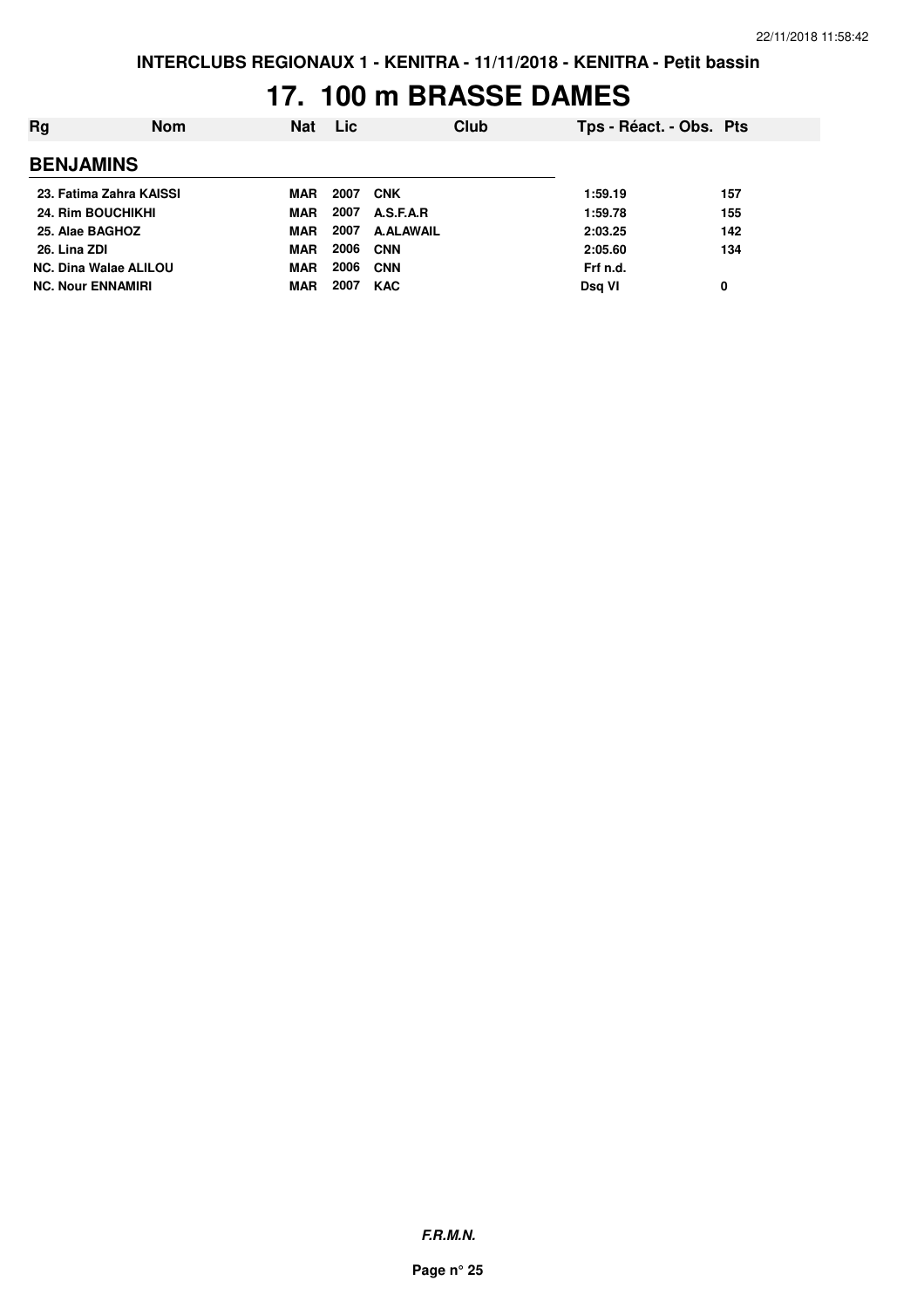INTERCLUBS REGIONAUX 1 - KENITRA - 11/11/2018 - KENITRA - Petit bassin

# 17. 100 m BRASSE DAMES

| Rg | Nom | Nat | Lic | Club | Tps - Réact. - Obs. | Pts |
|---|---|---|---|---|---|---|
| **BENJAMINS** | | | | | | |
| 23. | Fatima Zahra KAISSI | MAR | 2007 | CNK | 1:59.19 | 157 |
| 24. | Rim BOUCHIKHI | MAR | 2007 | A.S.F.A.R | 1:59.78 | 155 |
| 25. | Alae BAGHOZ | MAR | 2007 | A.ALAWAIL | 2:03.25 | 142 |
| 26. | Lina ZDI | MAR | 2006 | CNN | 2:05.60 | 134 |
| NC. | Dina Walae ALILOU | MAR | 2006 | CNN | Frf n.d. | |
| NC. | Nour ENNAMIRI | MAR | 2007 | KAC | Dsq VI | 0 |

*F.R.M.N.*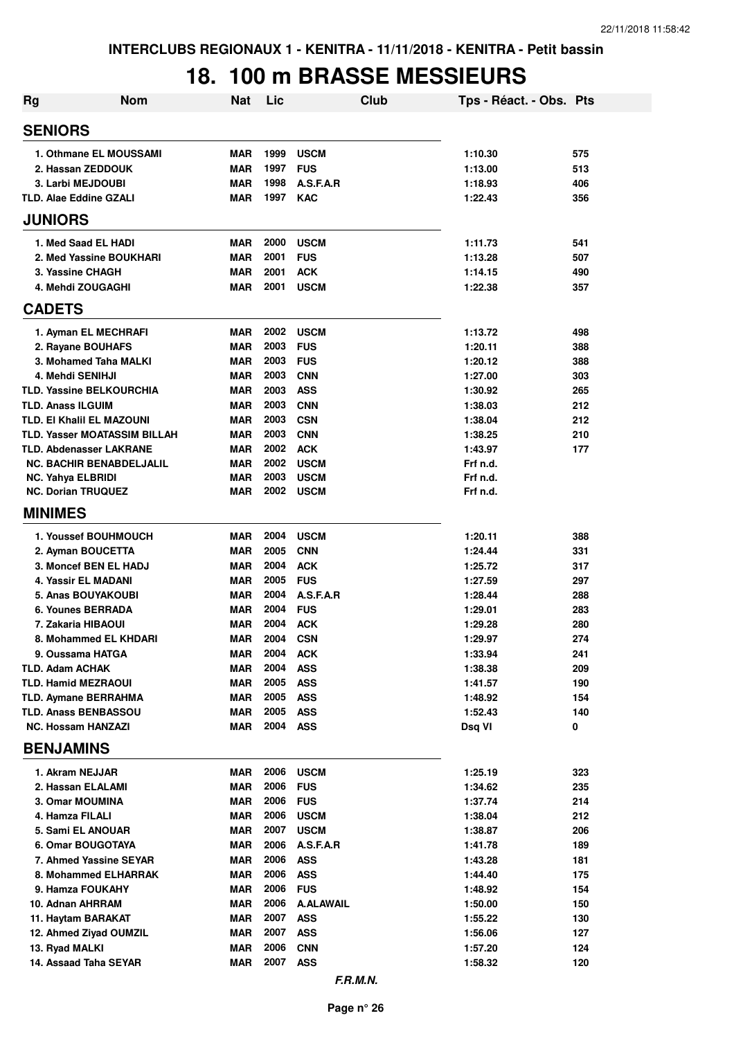# INTERCLUBS REGIONAUX 1 - KENITRA - 11/11/2018 - KENITRA - Petit bassin

## 18. 100 m BRASSE MESSIEURS

| Rg | Nom | Nat | Lic | Club | Tps - Réact. - Obs. | Pts |
|---|---|---|---|---|---|---|
| **SENIORS** | | | | | | |
| 1. | Othmane EL MOUSSAMI | MAR | 1999 | USCM | 1:10.30 | 575 |
| 2. | Hassan ZEDDOUK | MAR | 1997 | FUS | 1:13.00 | 513 |
| 3. | Larbi MEJDOUBI | MAR | 1998 | A.S.F.A.R | 1:18.93 | 406 |
| TLD. | Alae Eddine GZALI | MAR | 1997 | KAC | 1:22.43 | 356 |
| **JUNIORS** | | | | | | |
| 1. | Med Saad EL HADI | MAR | 2000 | USCM | 1:11.73 | 541 |
| 2. | Med Yassine BOUKHARI | MAR | 2001 | FUS | 1:13.28 | 507 |
| 3. | Yassine CHAGH | MAR | 2001 | ACK | 1:14.15 | 490 |
| 4. | Mehdi ZOUGAGHI | MAR | 2001 | USCM | 1:22.38 | 357 |
| **CADETS** | | | | | | |
| 1. | Ayman EL MECHRAFI | MAR | 2002 | USCM | 1:13.72 | 498 |
| 2. | Rayane BOUHAFS | MAR | 2003 | FUS | 1:20.11 | 388 |
| 3. | Mohamed Taha MALKI | MAR | 2003 | FUS | 1:20.12 | 388 |
| 4. | Mehdi SENIHJI | MAR | 2003 | CNN | 1:27.00 | 303 |
| TLD. | Yassine BELKOURCHIA | MAR | 2003 | ASS | 1:30.92 | 265 |
| TLD. | Anass ILGUIM | MAR | 2003 | CNN | 1:38.03 | 212 |
| TLD. | El Khalil EL MAZOUNI | MAR | 2003 | CSN | 1:38.04 | 212 |
| TLD. | Yasser MOATASSIM BILLAH | MAR | 2003 | CNN | 1:38.25 | 210 |
| TLD. | Abdenasser LAKRANE | MAR | 2002 | ACK | 1:43.97 | 177 |
| NC. | BACHIR BENABDELJALIL | MAR | 2002 | USCM | Frf n.d. | |
| NC. | Yahya ELBRIDI | MAR | 2003 | USCM | Frf n.d. | |
| NC. | Dorian TRUQUEZ | MAR | 2002 | USCM | Frf n.d. | |
| **MINIMES** | | | | | | |
| 1. | Youssef BOUHMOUCH | MAR | 2004 | USCM | 1:20.11 | 388 |
| 2. | Ayman BOUCETTA | MAR | 2005 | CNN | 1:24.44 | 331 |
| 3. | Moncef BEN EL HADJ | MAR | 2004 | ACK | 1:25.72 | 317 |
| 4. | Yassir EL MADANI | MAR | 2005 | FUS | 1:27.59 | 297 |
| 5. | Anas BOUYAKOUBI | MAR | 2004 | A.S.F.A.R | 1:28.44 | 288 |
| 6. | Younes BERRADA | MAR | 2004 | FUS | 1:29.01 | 283 |
| 7. | Zakaria HIBAOUI | MAR | 2004 | ACK | 1:29.28 | 280 |
| 8. | Mohammed EL KHDARI | MAR | 2004 | CSN | 1:29.97 | 274 |
| 9. | Oussama HATGA | MAR | 2004 | ACK | 1:33.94 | 241 |
| TLD. | Adam ACHAK | MAR | 2004 | ASS | 1:38.38 | 209 |
| TLD. | Hamid MEZRAOUI | MAR | 2005 | ASS | 1:41.57 | 190 |
| TLD. | Aymane BERRAHMA | MAR | 2005 | ASS | 1:48.92 | 154 |
| TLD. | Anass BENBASSOU | MAR | 2005 | ASS | 1:52.43 | 140 |
| NC. | Hossam HANZAZI | MAR | 2004 | ASS | Dsq VI | 0 |
| **BENJAMINS** | | | | | | |
| 1. | Akram NEJJAR | MAR | 2006 | USCM | 1:25.19 | 323 |
| 2. | Hassan ELALAMI | MAR | 2006 | FUS | 1:34.62 | 235 |
| 3. | Omar MOUMINA | MAR | 2006 | FUS | 1:37.74 | 214 |
| 4. | Hamza FILALI | MAR | 2006 | USCM | 1:38.04 | 212 |
| 5. | Sami EL ANOUAR | MAR | 2007 | USCM | 1:38.87 | 206 |
| 6. | Omar BOUGOTAYA | MAR | 2006 | A.S.F.A.R | 1:41.78 | 189 |
| 7. | Ahmed Yassine SEYAR | MAR | 2006 | ASS | 1:43.28 | 181 |
| 8. | Mohammed ELHARRAK | MAR | 2006 | ASS | 1:44.40 | 175 |
| 9. | Hamza FOUKAHY | MAR | 2006 | FUS | 1:48.92 | 154 |
| 10. | Adnan AHRRAM | MAR | 2006 | A.ALAWAIL | 1:50.00 | 150 |
| 11. | Haytam BARAKAT | MAR | 2007 | ASS | 1:55.22 | 130 |
| 12. | Ahmed Ziyad OUMZIL | MAR | 2007 | ASS | 1:56.06 | 127 |
| 13. | Ryad MALKI | MAR | 2006 | CNN | 1:57.20 | 124 |
| 14. | Assaad Taha SEYAR | MAR | 2007 | ASS | 1:58.32 | 120 |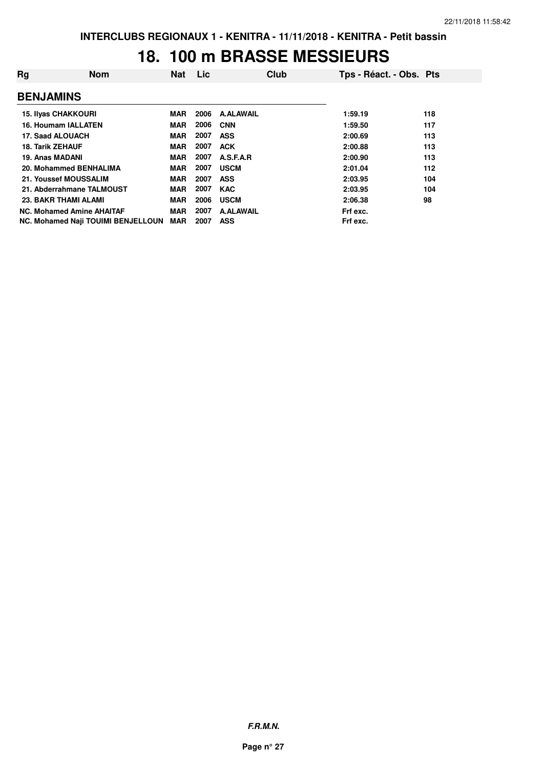INTERCLUBS REGIONAUX 1 - KENITRA - 11/11/2018 - KENITRA - Petit bassin

# 18. 100 m BRASSE MESSIEURS

| Rg | Nom | Nat | Lic | Club | Tps - Réact. - Obs. | Pts |
|---|---|---|---|---|---|---|
| **BENJAMINS** | | | | | | |
| 15. Ilyas CHAKKOURI | | MAR | 2006 | A.ALAWAIL | 1:59.19 | 118 |
| 16. Houmam IALLATEN | | MAR | 2006 | CNN | 1:59.50 | 117 |
| 17. Saad ALOUACH | | MAR | 2007 | ASS | 2:00.69 | 113 |
| 18. Tarik ZEHAUF | | MAR | 2007 | ACK | 2:00.88 | 113 |
| 19. Anas MADANI | | MAR | 2007 | A.S.F.A.R | 2:00.90 | 113 |
| 20. Mohammed BENHALIMA | | MAR | 2007 | USCM | 2:01.04 | 112 |
| 21. Youssef MOUSSALIM | | MAR | 2007 | ASS | 2:03.95 | 104 |
| 21. Abderrahmane TALMOUST | | MAR | 2007 | KAC | 2:03.95 | 104 |
| 23. BAKR THAMI ALAMI | | MAR | 2006 | USCM | 2:06.38 | 98 |
| NC. Mohamed Amine AHAITAF | | MAR | 2007 | A.ALAWAIL | Frf exc. | |
| NC. Mohamed Naji TOUIMI BENJELLOUN | | MAR | 2007 | ASS | Frf exc. | |

*F.R.M.N.*